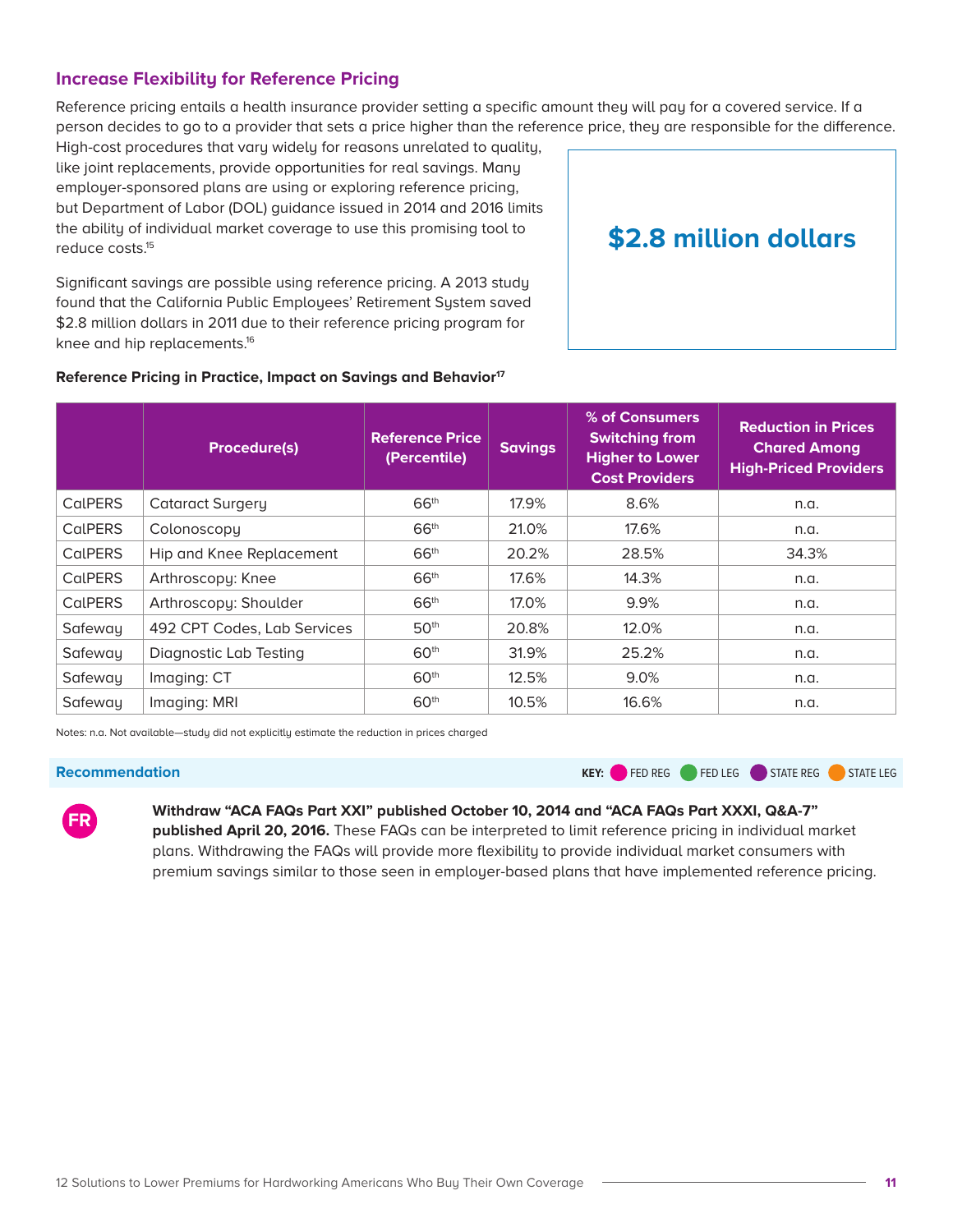## Increase Flexibility for Reference Pricing

Reference pricing entails a health insurance provider setting a specific amount they will pay for a covered service. If a person decides to go to a provider that sets a price higher than the reference price, they are responsible for the difference. High-cost procedures that vary widely for reasons unrelated to quality, like joint replacements, provide opportunities for real savings. Many employer-sponsored plans are using or exploring reference pricing, but Department of Labor (DOL) guidance issued in 2014 and 2016 limits the ability of individual market coverage to use this promising tool to reduce costs.[15]

Significant savings are possible using reference pricing. A 2013 study found that the California Public Employees' Retirement System saved $2.8 million dollars in 2011 due to their reference pricing program for knee and hip replacements.[16]

**$2.8 million dollars**

**Reference Pricing in Practice, Impact on Savings and Behavior[17]**

| | Procedure(s) | Reference Price (Percentile) | Savings | % of Consumers Switching from Higher to Lower Cost Providers | Reduction in Prices Chared Among High-Priced Providers |
|---|---|---|---|---|---|
| CalPERS | Cataract Surgery | 66th | 17.9% | 8.6% | n.a. |
| CalPERS | Colonoscopy | 66th | 21.0% | 17.6% | n.a. |
| CalPERS | Hip and Knee Replacement | 66th | 20.2% | 28.5% | 34.3% |
| CalPERS | Arthroscopy: Knee | 66th | 17.6% | 14.3% | n.a. |
| CalPERS | Arthroscopy: Shoulder | 66th | 17.0% | 9.9% | n.a. |
| Safeway | 492 CPT Codes, Lab Services | 50th | 20.8% | 12.0% | n.a. |
| Safeway | Diagnostic Lab Testing | 60th | 31.9% | 25.2% | n.a. |
| Safeway | Imaging: CT | 60th | 12.5% | 9.0% | n.a. |
| Safeway | Imaging: MRI | 60th | 10.5% | 16.6% | n.a. |

Notes: n.a. Not available—study did not explicitly estimate the reduction in prices charged

**Recommendation**

KEY: FED REG, FED LEG, STATE REG, STATE LEG

FR

**Withdraw "ACA FAQs Part XXI" published October 10, 2014 and "ACA FAQs Part XXXI, Q&A-7" published April 20, 2016.** These FAQs can be interpreted to limit reference pricing in individual market plans. Withdrawing the FAQs will provide more flexibility to provide individual market consumers with premium savings similar to those seen in employer-based plans that have implemented reference pricing.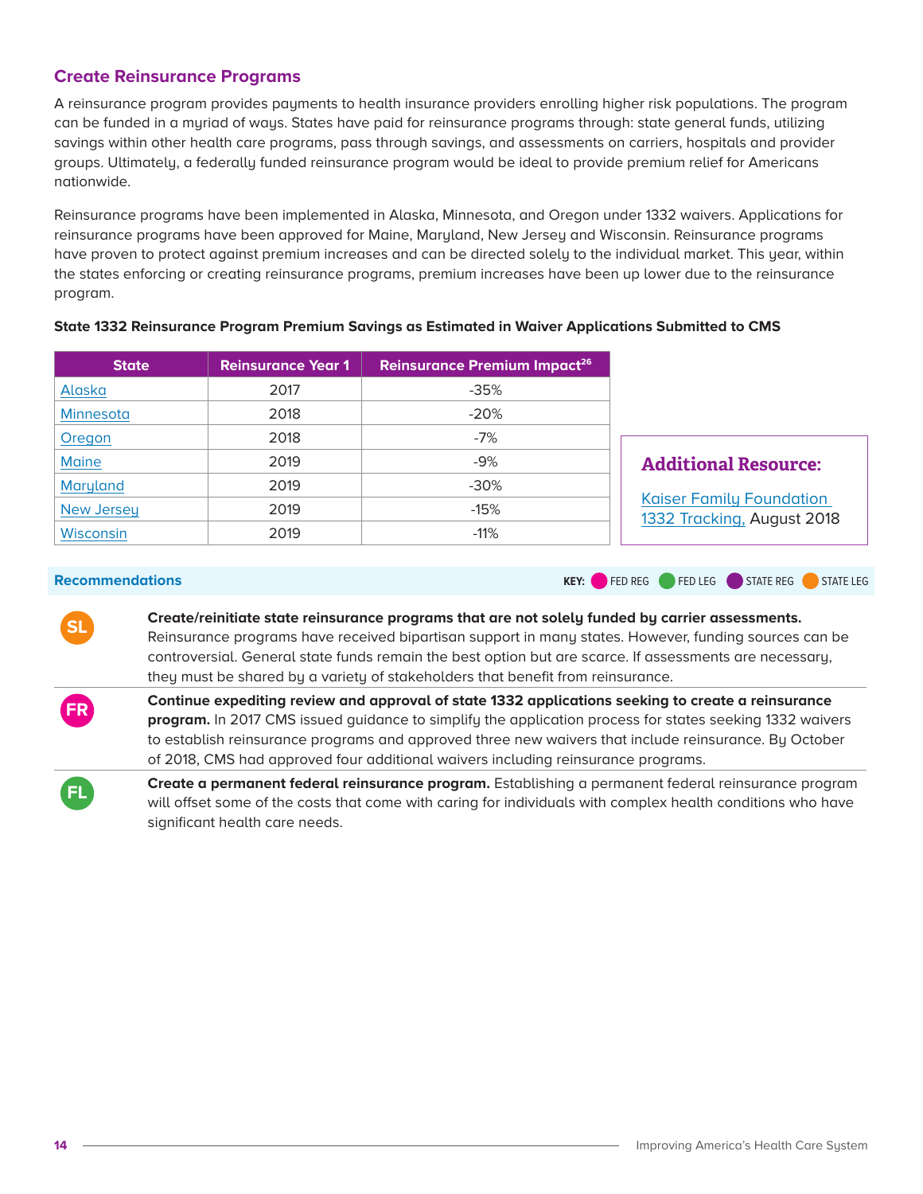## Create Reinsurance Programs

A reinsurance program provides payments to health insurance providers enrolling higher risk populations. The program can be funded in a myriad of ways. States have paid for reinsurance programs through: state general funds, utilizing savings within other health care programs, pass through savings, and assessments on carriers, hospitals and provider groups. Ultimately, a federally funded reinsurance program would be ideal to provide premium relief for Americans nationwide.

Reinsurance programs have been implemented in Alaska, Minnesota, and Oregon under 1332 waivers. Applications for reinsurance programs have been approved for Maine, Maryland, New Jersey and Wisconsin. Reinsurance programs have proven to protect against premium increases and can be directed solely to the individual market. This year, within the states enforcing or creating reinsurance programs, premium increases have been up lower due to the reinsurance program.

**State 1332 Reinsurance Program Premium Savings as Estimated in Waiver Applications Submitted to CMS**

| State | Reinsurance Year 1 | Reinsurance Premium Impact[26] |
|---|---|---|
| Alaska | 2017 | -35% |
| Minnesota | 2018 | -20% |
| Oregon | 2018 | -7% |
| Maine | 2019 | -9% |
| Maryland | 2019 | -30% |
| New Jersey | 2019 | -15% |
| Wisconsin | 2019 | -11% |

**Additional Resource:**

Kaiser Family Foundation 1332 Tracking, August 2018

### Recommendations

KEY: FED REG | FED LEG | STATE REG | STATE LEG

**SL** — **Create/reinitiate state reinsurance programs that are not solely funded by carrier assessments.** Reinsurance programs have received bipartisan support in many states. However, funding sources can be controversial. General state funds remain the best option but are scarce. If assessments are necessary, they must be shared by a variety of stakeholders that benefit from reinsurance.

**FR** — **Continue expediting review and approval of state 1332 applications seeking to create a reinsurance program.** In 2017 CMS issued guidance to simplify the application process for states seeking 1332 waivers to establish reinsurance programs and approved three new waivers that include reinsurance. By October of 2018, CMS had approved four additional waivers including reinsurance programs.

**FL** — **Create a permanent federal reinsurance program.** Establishing a permanent federal reinsurance program will offset some of the costs that come with caring for individuals with complex health conditions who have significant health care needs.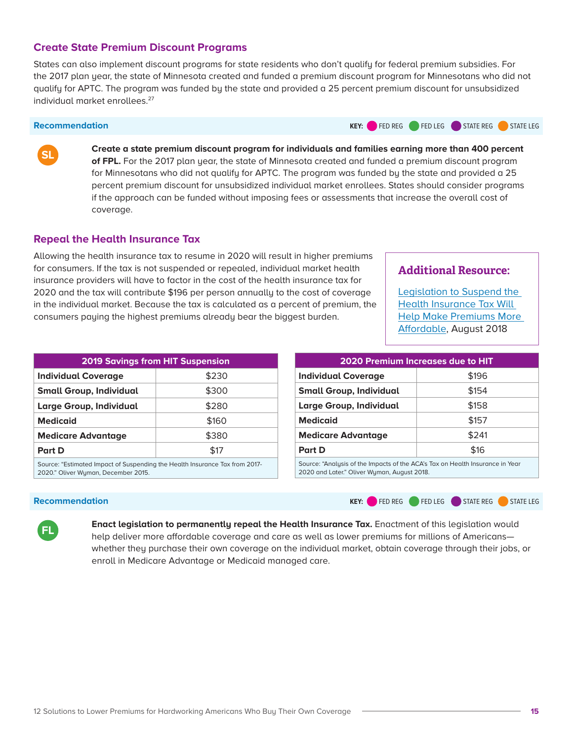## Create State Premium Discount Programs

States can also implement discount programs for state residents who don't qualify for federal premium subsidies. For the 2017 plan year, the state of Minnesota created and funded a premium discount program for Minnesotans who did not qualify for APTC. The program was funded by the state and provided a 25 percent premium discount for unsubsidized individual market enrollees.[27]

**Recommendation**

KEY: FED REG · FED LEG · STATE REG · STATE LEG

SL

**Create a state premium discount program for individuals and families earning more than 400 percent of FPL.** For the 2017 plan year, the state of Minnesota created and funded a premium discount program for Minnesotans who did not qualify for APTC. The program was funded by the state and provided a 25 percent premium discount for unsubsidized individual market enrollees. States should consider programs if the approach can be funded without imposing fees or assessments that increase the overall cost of coverage.

## Repeal the Health Insurance Tax

Allowing the health insurance tax to resume in 2020 will result in higher premiums for consumers. If the tax is not suspended or repealed, individual market health insurance providers will have to factor in the cost of the health insurance tax for 2020 and the tax will contribute $196 per person annually to the cost of coverage in the individual market. Because the tax is calculated as a percent of premium, the consumers paying the highest premiums already bear the biggest burden.

### Additional Resource:

Legislation to Suspend the Health Insurance Tax Will Help Make Premiums More Affordable, August 2018

| 2019 Savings from HIT Suspension | |
|---|---|
| **Individual Coverage** | $230 |
| **Small Group, Individual** | $300 |
| **Large Group, Individual** | $280 |
| **Medicaid** | $160 |
| **Medicare Advantage** | $380 |
| **Part D** | $17 |

Source: "Estimated Impact of Suspending the Health Insurance Tax from 2017-2020." Oliver Wyman, December 2015.

| 2020 Premium Increases due to HIT | |
|---|---|
| **Individual Coverage** | $196 |
| **Small Group, Individual** | $154 |
| **Large Group, Individual** | $158 |
| **Medicaid** | $157 |
| **Medicare Advantage** | $241 |
| **Part D** | $16 |

Source: "Analysis of the Impacts of the ACA's Tax on Health Insurance in Year 2020 and Later." Oliver Wyman, August 2018.

**Recommendation**

KEY: FED REG · FED LEG · STATE REG · STATE LEG

FL

**Enact legislation to permanently repeal the Health Insurance Tax.** Enactment of this legislation would help deliver more affordable coverage and care as well as lower premiums for millions of Americans—whether they purchase their own coverage on the individual market, obtain coverage through their jobs, or enroll in Medicare Advantage or Medicaid managed care.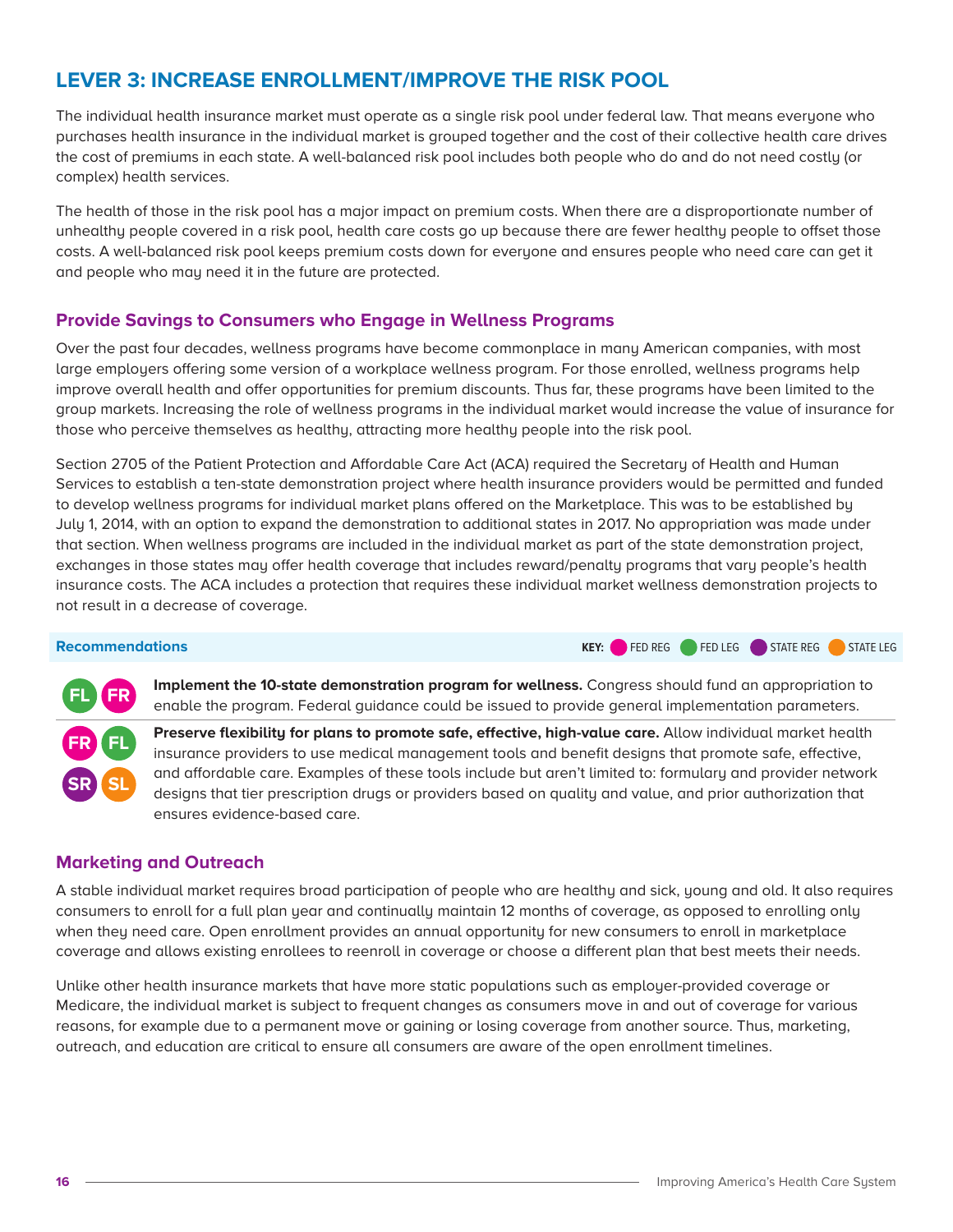## LEVER 3: INCREASE ENROLLMENT/IMPROVE THE RISK POOL

The individual health insurance market must operate as a single risk pool under federal law. That means everyone who purchases health insurance in the individual market is grouped together and the cost of their collective health care drives the cost of premiums in each state. A well-balanced risk pool includes both people who do and do not need costly (or complex) health services.

The health of those in the risk pool has a major impact on premium costs. When there are a disproportionate number of unhealthy people covered in a risk pool, health care costs go up because there are fewer healthy people to offset those costs. A well-balanced risk pool keeps premium costs down for everyone and ensures people who need care can get it and people who may need it in the future are protected.

### Provide Savings to Consumers who Engage in Wellness Programs

Over the past four decades, wellness programs have become commonplace in many American companies, with most large employers offering some version of a workplace wellness program. For those enrolled, wellness programs help improve overall health and offer opportunities for premium discounts. Thus far, these programs have been limited to the group markets. Increasing the role of wellness programs in the individual market would increase the value of insurance for those who perceive themselves as healthy, attracting more healthy people into the risk pool.

Section 2705 of the Patient Protection and Affordable Care Act (ACA) required the Secretary of Health and Human Services to establish a ten-state demonstration project where health insurance providers would be permitted and funded to develop wellness programs for individual market plans offered on the Marketplace. This was to be established by July 1, 2014, with an option to expand the demonstration to additional states in 2017. No appropriation was made under that section. When wellness programs are included in the individual market as part of the state demonstration project, exchanges in those states may offer health coverage that includes reward/penalty programs that vary people's health insurance costs. The ACA includes a protection that requires these individual market wellness demonstration projects to not result in a decrease of coverage.

**Recommendations**

KEY: FED REG | FED LEG | STATE REG | STATE LEG

FL FR — **Implement the 10-state demonstration program for wellness.** Congress should fund an appropriation to enable the program. Federal guidance could be issued to provide general implementation parameters.

FR FL SR SL — **Preserve flexibility for plans to promote safe, effective, high-value care.** Allow individual market health insurance providers to use medical management tools and benefit designs that promote safe, effective, and affordable care. Examples of these tools include but aren't limited to: formulary and provider network designs that tier prescription drugs or providers based on quality and value, and prior authorization that ensures evidence-based care.

### Marketing and Outreach

A stable individual market requires broad participation of people who are healthy and sick, young and old. It also requires consumers to enroll for a full plan year and continually maintain 12 months of coverage, as opposed to enrolling only when they need care. Open enrollment provides an annual opportunity for new consumers to enroll in marketplace coverage and allows existing enrollees to reenroll in coverage or choose a different plan that best meets their needs.

Unlike other health insurance markets that have more static populations such as employer-provided coverage or Medicare, the individual market is subject to frequent changes as consumers move in and out of coverage for various reasons, for example due to a permanent move or gaining or losing coverage from another source. Thus, marketing, outreach, and education are critical to ensure all consumers are aware of the open enrollment timelines.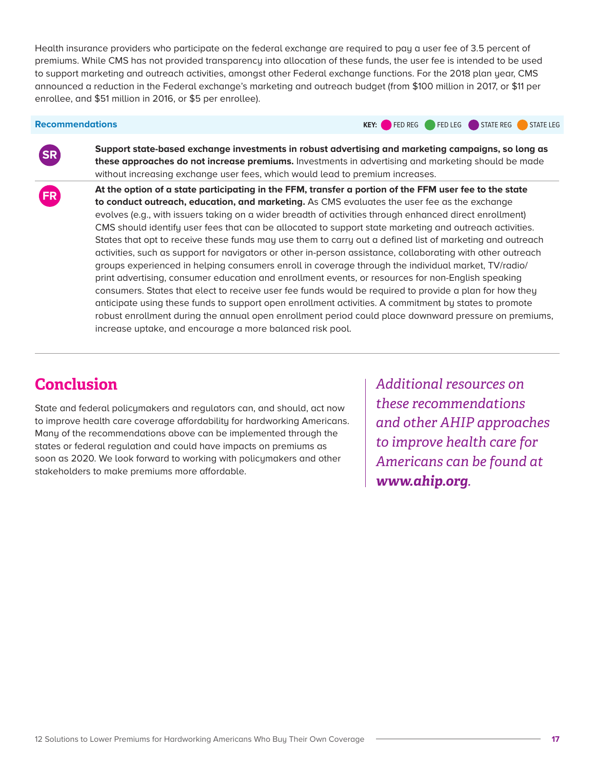Health insurance providers who participate on the federal exchange are required to pay a user fee of 3.5 percent of premiums. While CMS has not provided transparency into allocation of these funds, the user fee is intended to be used to support marketing and outreach activities, amongst other Federal exchange functions. For the 2018 plan year, CMS announced a reduction in the Federal exchange's marketing and outreach budget (from $100 million in 2017, or $11 per enrollee, and $51 million in 2016, or $5 per enrollee).

**Recommendations**

KEY: FED REG · FED LEG · STATE REG · STATE LEG

**SR** — **Support state-based exchange investments in robust advertising and marketing campaigns, so long as these approaches do not increase premiums.** Investments in advertising and marketing should be made without increasing exchange user fees, which would lead to premium increases.

**FR** — **At the option of a state participating in the FFM, transfer a portion of the FFM user fee to the state to conduct outreach, education, and marketing.** As CMS evaluates the user fee as the exchange evolves (e.g., with issuers taking on a wider breadth of activities through enhanced direct enrollment) CMS should identify user fees that can be allocated to support state marketing and outreach activities. States that opt to receive these funds may use them to carry out a defined list of marketing and outreach activities, such as support for navigators or other in-person assistance, collaborating with other outreach groups experienced in helping consumers enroll in coverage through the individual market, TV/radio/print advertising, consumer education and enrollment events, or resources for non-English speaking consumers. States that elect to receive user fee funds would be required to provide a plan for how they anticipate using these funds to support open enrollment activities. A commitment by states to promote robust enrollment during the annual open enrollment period could place downward pressure on premiums, increase uptake, and encourage a more balanced risk pool.

## Conclusion

State and federal policymakers and regulators can, and should, act now to improve health care coverage affordability for hardworking Americans. Many of the recommendations above can be implemented through the states or federal regulation and could have impacts on premiums as soon as 2020. We look forward to working with policymakers and other stakeholders to make premiums more affordable.

*Additional resources on these recommendations and other AHIP approaches to improve health care for Americans can be found at **www.ahip.org**.*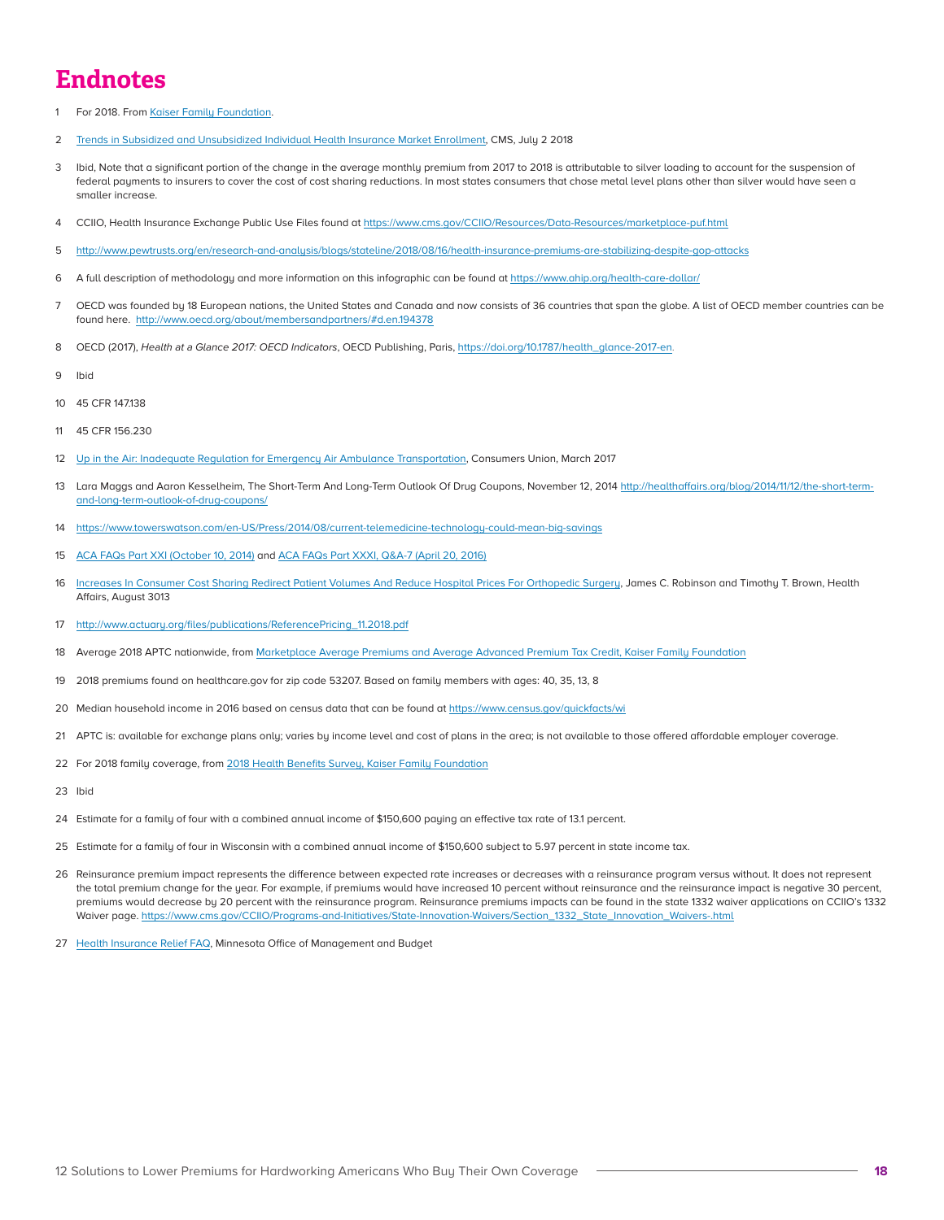# Endnotes

1. For 2018. From Kaiser Family Foundation.
2. Trends in Subsidized and Unsubsidized Individual Health Insurance Market Enrollment, CMS, July 2 2018
3. Ibid, Note that a significant portion of the change in the average monthly premium from 2017 to 2018 is attributable to silver loading to account for the suspension of federal payments to insurers to cover the cost of cost sharing reductions. In most states consumers that chose metal level plans other than silver would have seen a smaller increase.
4. CCIIO, Health Insurance Exchange Public Use Files found at https://www.cms.gov/CCIIO/Resources/Data-Resources/marketplace-puf.html
5. http://www.pewtrusts.org/en/research-and-analysis/blogs/stateline/2018/08/16/health-insurance-premiums-are-stabilizing-despite-gop-attacks
6. A full description of methodology and more information on this infographic can be found at https://www.ahip.org/health-care-dollar/
7. OECD was founded by 18 European nations, the United States and Canada and now consists of 36 countries that span the globe. A list of OECD member countries can be found here. http://www.oecd.org/about/membersandpartners/#d.en.194378
8. OECD (2017), *Health at a Glance 2017: OECD Indicators*, OECD Publishing, Paris, https://doi.org/10.1787/health_glance-2017-en.
9. Ibid
10. 45 CFR 147.138
11. 45 CFR 156.230
12. Up in the Air: Inadequate Regulation for Emergency Air Ambulance Transportation, Consumers Union, March 2017
13. Lara Maggs and Aaron Kesselheim, The Short-Term And Long-Term Outlook Of Drug Coupons, November 12, 2014 http://healthaffairs.org/blog/2014/11/12/the-short-term-and-long-term-outlook-of-drug-coupons/
14. https://www.towerswatson.com/en-US/Press/2014/08/current-telemedicine-technology-could-mean-big-savings
15. ACA FAQs Part XXI (October 10, 2014) and ACA FAQs Part XXXI, Q&A-7 (April 20, 2016)
16. Increases In Consumer Cost Sharing Redirect Patient Volumes And Reduce Hospital Prices For Orthopedic Surgery, James C. Robinson and Timothy T. Brown, Health Affairs, August 3013
17. http://www.actuary.org/files/publications/ReferencePricing_11.2018.pdf
18. Average 2018 APTC nationwide, from Marketplace Average Premiums and Average Advanced Premium Tax Credit, Kaiser Family Foundation
19. 2018 premiums found on healthcare.gov for zip code 53207. Based on family members with ages: 40, 35, 13, 8
20. Median household income in 2016 based on census data that can be found at https://www.census.gov/quickfacts/wi
21. APTC is: available for exchange plans only; varies by income level and cost of plans in the area; is not available to those offered affordable employer coverage.
22. For 2018 family coverage, from 2018 Health Benefits Survey, Kaiser Family Foundation
23. Ibid
24. Estimate for a family of four with a combined annual income of $150,600 paying an effective tax rate of 13.1 percent.
25. Estimate for a family of four in Wisconsin with a combined annual income of $150,600 subject to 5.97 percent in state income tax.
26. Reinsurance premium impact represents the difference between expected rate increases or decreases with a reinsurance program versus without. It does not represent the total premium change for the year. For example, if premiums would have increased 10 percent without reinsurance and the reinsurance impact is negative 30 percent, premiums would decrease by 20 percent with the reinsurance program. Reinsurance premiums impacts can be found in the state 1332 waiver applications on CCIIO's 1332 Waiver page. https://www.cms.gov/CCIIO/Programs-and-Initiatives/State-Innovation-Waivers/Section_1332_State_Innovation_Waivers-.html
27. Health Insurance Relief FAQ, Minnesota Office of Management and Budget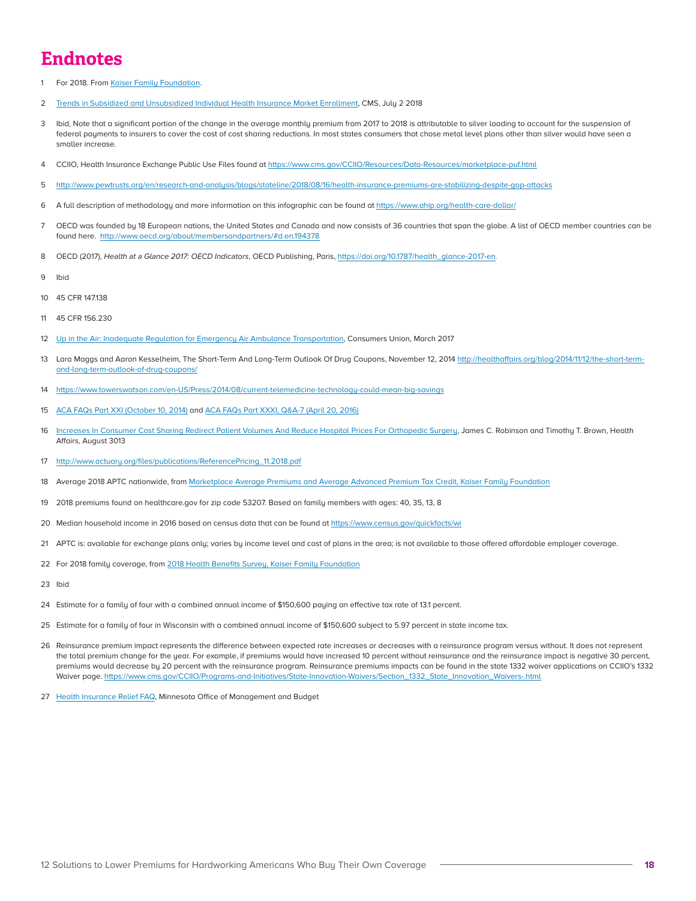# Endnotes

1. For 2018. From Kaiser Family Foundation.
2. Trends in Subsidized and Unsubsidized Individual Health Insurance Market Enrollment, CMS, July 2 2018
3. Ibid, Note that a significant portion of the change in the average monthly premium from 2017 to 2018 is attributable to silver loading to account for the suspension of federal payments to insurers to cover the cost of cost sharing reductions. In most states consumers that chose metal level plans other than silver would have seen a smaller increase.
4. CCIIO, Health Insurance Exchange Public Use Files found at https://www.cms.gov/CCIIO/Resources/Data-Resources/marketplace-puf.html
5. http://www.pewtrusts.org/en/research-and-analysis/blogs/stateline/2018/08/16/health-insurance-premiums-are-stabilizing-despite-gop-attacks
6. A full description of methodology and more information on this infographic can be found at https://www.ahip.org/health-care-dollar/
7. OECD was founded by 18 European nations, the United States and Canada and now consists of 36 countries that span the globe. A list of OECD member countries can be found here. http://www.oecd.org/about/membersandpartners/#d.en.194378
8. OECD (2017), *Health at a Glance 2017: OECD Indicators*, OECD Publishing, Paris, https://doi.org/10.1787/health_glance-2017-en.
9. Ibid
10. 45 CFR 147.138
11. 45 CFR 156.230
12. Up in the Air: Inadequate Regulation for Emergency Air Ambulance Transportation, Consumers Union, March 2017
13. Lara Maggs and Aaron Kesselheim, The Short-Term And Long-Term Outlook Of Drug Coupons, November 12, 2014 http://healthaffairs.org/blog/2014/11/12/the-short-term-and-long-term-outlook-of-drug-coupons/
14. https://www.towerswatson.com/en-US/Press/2014/08/current-telemedicine-technology-could-mean-big-savings
15. ACA FAQs Part XXI (October 10, 2014) and ACA FAQs Part XXXI, Q&A-7 (April 20, 2016)
16. Increases In Consumer Cost Sharing Redirect Patient Volumes And Reduce Hospital Prices For Orthopedic Surgery, James C. Robinson and Timothy T. Brown, Health Affairs, August 3013
17. http://www.actuary.org/files/publications/ReferencePricing_11.2018.pdf
18. Average 2018 APTC nationwide, from Marketplace Average Premiums and Average Advanced Premium Tax Credit, Kaiser Family Foundation
19. 2018 premiums found on healthcare.gov for zip code 53207. Based on family members with ages: 40, 35, 13, 8
20. Median household income in 2016 based on census data that can be found at https://www.census.gov/quickfacts/wi
21. APTC is: available for exchange plans only; varies by income level and cost of plans in the area; is not available to those offered affordable employer coverage.
22. For 2018 family coverage, from 2018 Health Benefits Survey, Kaiser Family Foundation
23. Ibid
24. Estimate for a family of four with a combined annual income of $150,600 paying an effective tax rate of 13.1 percent.
25. Estimate for a family of four in Wisconsin with a combined annual income of $150,600 subject to 5.97 percent in state income tax.
26. Reinsurance premium impact represents the difference between expected rate increases or decreases with a reinsurance program versus without. It does not represent the total premium change for the year. For example, if premiums would have increased 10 percent without reinsurance and the reinsurance impact is negative 30 percent, premiums would decrease by 20 percent with the reinsurance program. Reinsurance premiums impacts can be found in the state 1332 waiver applications on CCIIO's 1332 Waiver page. https://www.cms.gov/CCIIO/Programs-and-Initiatives/State-Innovation-Waivers/Section_1332_State_Innovation_Waivers-.html
27. Health Insurance Relief FAQ, Minnesota Office of Management and Budget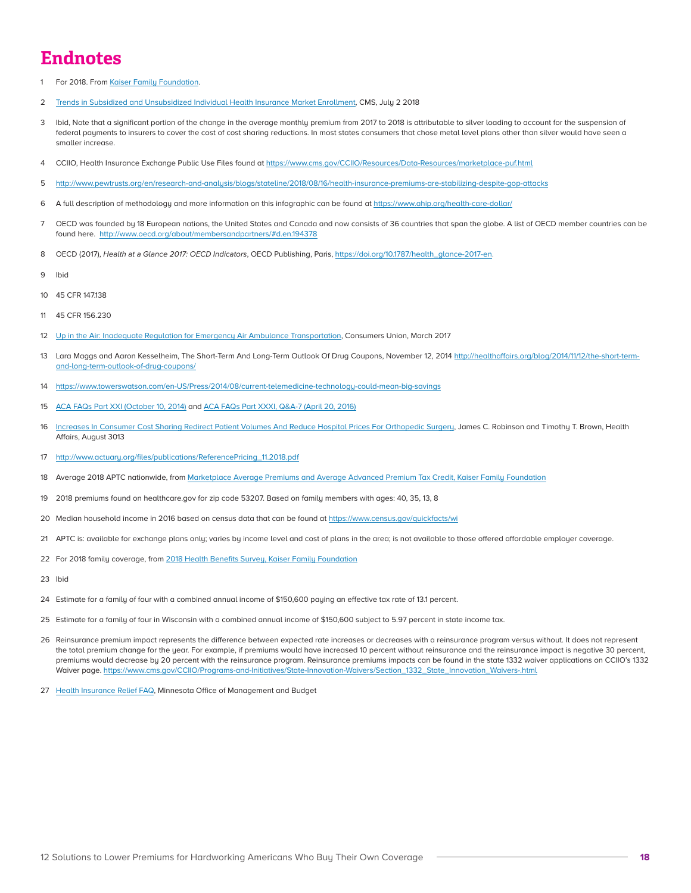# Endnotes

1 For 2018. From Kaiser Family Foundation.

2 Trends in Subsidized and Unsubsidized Individual Health Insurance Market Enrollment, CMS, July 2 2018

3 Ibid, Note that a significant portion of the change in the average monthly premium from 2017 to 2018 is attributable to silver loading to account for the suspension of federal payments to insurers to cover the cost of cost sharing reductions. In most states consumers that chose metal level plans other than silver would have seen a smaller increase.

4 CCIIO, Health Insurance Exchange Public Use Files found at https://www.cms.gov/CCIIO/Resources/Data-Resources/marketplace-puf.html

5 http://www.pewtrusts.org/en/research-and-analysis/blogs/stateline/2018/08/16/health-insurance-premiums-are-stabilizing-despite-gop-attacks

6 A full description of methodology and more information on this infographic can be found at https://www.ahip.org/health-care-dollar/

7 OECD was founded by 18 European nations, the United States and Canada and now consists of 36 countries that span the globe. A list of OECD member countries can be found here. http://www.oecd.org/about/membersandpartners/#d.en.194378

8 OECD (2017), *Health at a Glance 2017: OECD Indicators*, OECD Publishing, Paris, https://doi.org/10.1787/health_glance-2017-en.

9 Ibid

10 45 CFR 147.138

11 45 CFR 156.230

12 Up in the Air: Inadequate Regulation for Emergency Air Ambulance Transportation, Consumers Union, March 2017

13 Lara Maggs and Aaron Kesselheim, The Short-Term And Long-Term Outlook Of Drug Coupons, November 12, 2014 http://healthaffairs.org/blog/2014/11/12/the-short-term-and-long-term-outlook-of-drug-coupons/

14 https://www.towerswatson.com/en-US/Press/2014/08/current-telemedicine-technology-could-mean-big-savings

15 ACA FAQs Part XXI (October 10, 2014) and ACA FAQs Part XXXI, Q&A-7 (April 20, 2016)

16 Increases In Consumer Cost Sharing Redirect Patient Volumes And Reduce Hospital Prices For Orthopedic Surgery, James C. Robinson and Timothy T. Brown, Health Affairs, August 3013

17 http://www.actuary.org/files/publications/ReferencePricing_11.2018.pdf

18 Average 2018 APTC nationwide, from Marketplace Average Premiums and Average Advanced Premium Tax Credit, Kaiser Family Foundation

19 2018 premiums found on healthcare.gov for zip code 53207. Based on family members with ages: 40, 35, 13, 8

20 Median household income in 2016 based on census data that can be found at https://www.census.gov/quickfacts/wi

21 APTC is: available for exchange plans only; varies by income level and cost of plans in the area; is not available to those offered affordable employer coverage.

22 For 2018 family coverage, from 2018 Health Benefits Survey, Kaiser Family Foundation

23 Ibid

24 Estimate for a family of four with a combined annual income of $150,600 paying an effective tax rate of 13.1 percent.

25 Estimate for a family of four in Wisconsin with a combined annual income of $150,600 subject to 5.97 percent in state income tax.

26 Reinsurance premium impact represents the difference between expected rate increases or decreases with a reinsurance program versus without. It does not represent the total premium change for the year. For example, if premiums would have increased 10 percent without reinsurance and the reinsurance impact is negative 30 percent, premiums would decrease by 20 percent with the reinsurance program. Reinsurance premiums impacts can be found in the state 1332 waiver applications on CCIIO's 1332 Waiver page. https://www.cms.gov/CCIIO/Programs-and-Initiatives/State-Innovation-Waivers/Section_1332_State_Innovation_Waivers-.html

27 Health Insurance Relief FAQ, Minnesota Office of Management and Budget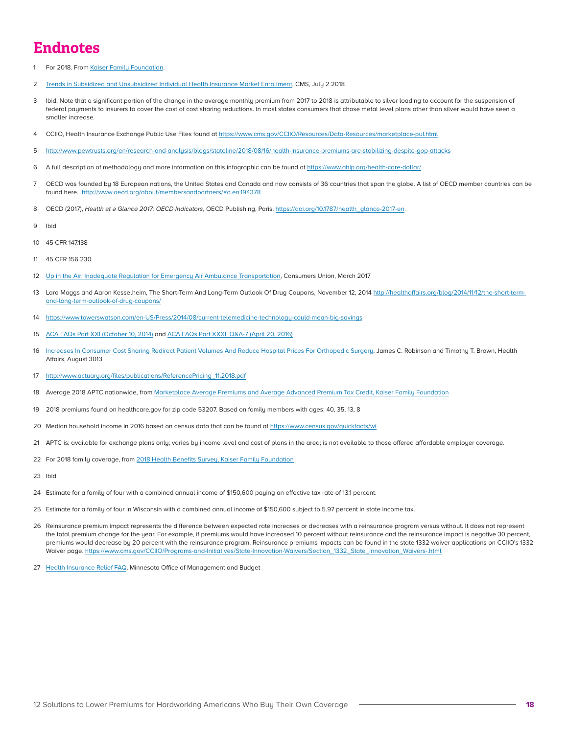# Endnotes

1 For 2018. From Kaiser Family Foundation.

2 Trends in Subsidized and Unsubsidized Individual Health Insurance Market Enrollment, CMS, July 2 2018

3 Ibid, Note that a significant portion of the change in the average monthly premium from 2017 to 2018 is attributable to silver loading to account for the suspension of federal payments to insurers to cover the cost of cost sharing reductions. In most states consumers that chose metal level plans other than silver would have seen a smaller increase.

4 CCIIO, Health Insurance Exchange Public Use Files found at https://www.cms.gov/CCIIO/Resources/Data-Resources/marketplace-puf.html

5 http://www.pewtrusts.org/en/research-and-analysis/blogs/stateline/2018/08/16/health-insurance-premiums-are-stabilizing-despite-gop-attacks

6 A full description of methodology and more information on this infographic can be found at https://www.ahip.org/health-care-dollar/

7 OECD was founded by 18 European nations, the United States and Canada and now consists of 36 countries that span the globe. A list of OECD member countries can be found here. http://www.oecd.org/about/membersandpartners/#d.en.194378

8 OECD (2017), *Health at a Glance 2017: OECD Indicators*, OECD Publishing, Paris, https://doi.org/10.1787/health_glance-2017-en.

9 Ibid

10 45 CFR 147.138

11 45 CFR 156.230

12 Up in the Air: Inadequate Regulation for Emergency Air Ambulance Transportation, Consumers Union, March 2017

13 Lara Maggs and Aaron Kesselheim, The Short-Term And Long-Term Outlook Of Drug Coupons, November 12, 2014 http://healthaffairs.org/blog/2014/11/12/the-short-term-and-long-term-outlook-of-drug-coupons/

14 https://www.towerswatson.com/en-US/Press/2014/08/current-telemedicine-technology-could-mean-big-savings

15 ACA FAQs Part XXI (October 10, 2014) and ACA FAQs Part XXXI, Q&A-7 (April 20, 2016)

16 Increases In Consumer Cost Sharing Redirect Patient Volumes And Reduce Hospital Prices For Orthopedic Surgery, James C. Robinson and Timothy T. Brown, Health Affairs, August 3013

17 http://www.actuary.org/files/publications/ReferencePricing_11.2018.pdf

18 Average 2018 APTC nationwide, from Marketplace Average Premiums and Average Advanced Premium Tax Credit, Kaiser Family Foundation

19 2018 premiums found on healthcare.gov for zip code 53207. Based on family members with ages: 40, 35, 13, 8

20 Median household income in 2016 based on census data that can be found at https://www.census.gov/quickfacts/wi

21 APTC is: available for exchange plans only; varies by income level and cost of plans in the area; is not available to those offered affordable employer coverage.

22 For 2018 family coverage, from 2018 Health Benefits Survey, Kaiser Family Foundation

23 Ibid

24 Estimate for a family of four with a combined annual income of $150,600 paying an effective tax rate of 13.1 percent.

25 Estimate for a family of four in Wisconsin with a combined annual income of $150,600 subject to 5.97 percent in state income tax.

26 Reinsurance premium impact represents the difference between expected rate increases or decreases with a reinsurance program versus without. It does not represent the total premium change for the year. For example, if premiums would have increased 10 percent without reinsurance and the reinsurance impact is negative 30 percent, premiums would decrease by 20 percent with the reinsurance program. Reinsurance premiums impacts can be found in the state 1332 waiver applications on CCIIO's 1332 Waiver page. https://www.cms.gov/CCIIO/Programs-and-Initiatives/State-Innovation-Waivers/Section_1332_State_Innovation_Waivers-.html

27 Health Insurance Relief FAQ, Minnesota Office of Management and Budget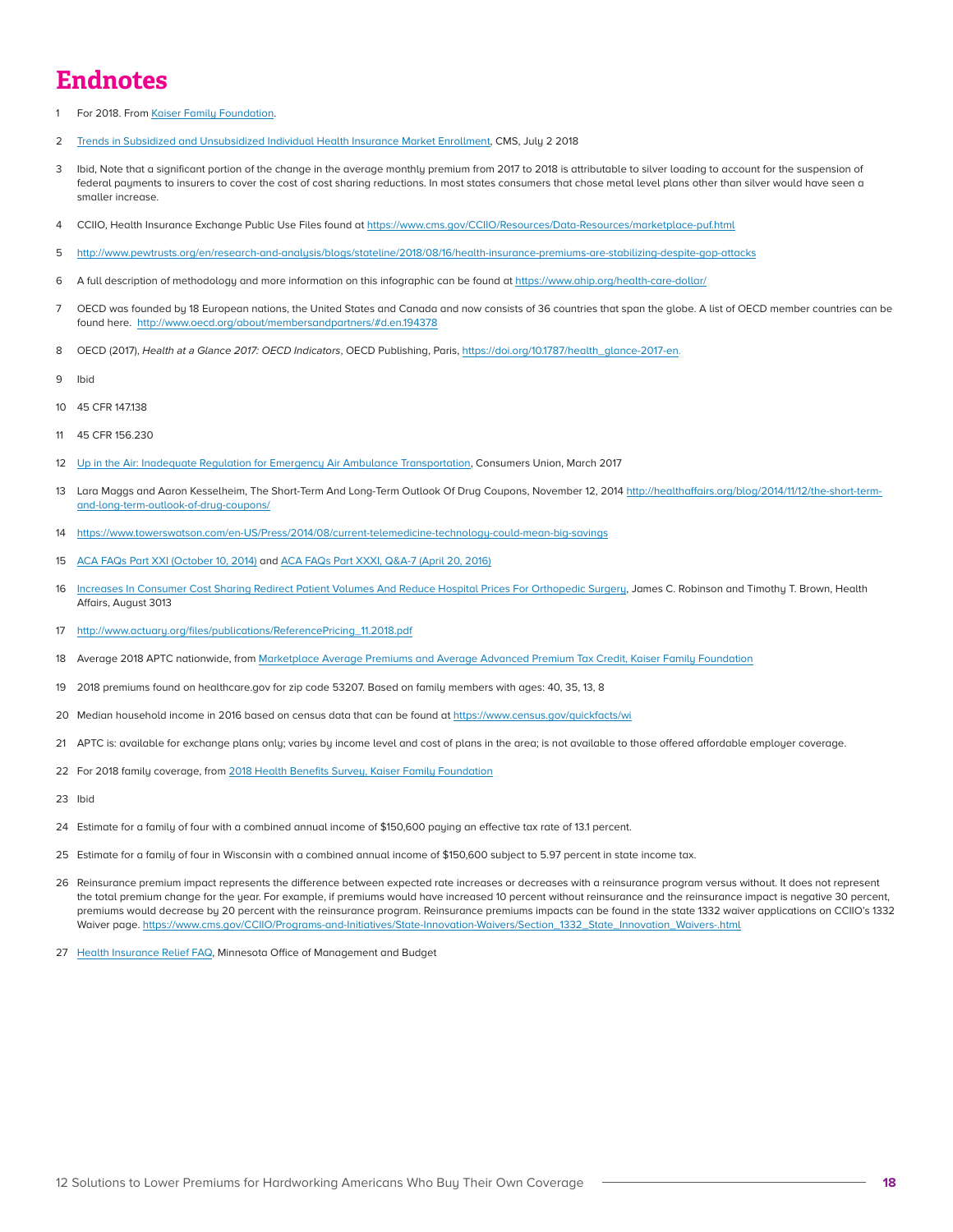# Endnotes

1. For 2018. From Kaiser Family Foundation.
2. Trends in Subsidized and Unsubsidized Individual Health Insurance Market Enrollment, CMS, July 2 2018
3. Ibid, Note that a significant portion of the change in the average monthly premium from 2017 to 2018 is attributable to silver loading to account for the suspension of federal payments to insurers to cover the cost of cost sharing reductions. In most states consumers that chose metal level plans other than silver would have seen a smaller increase.
4. CCIIO, Health Insurance Exchange Public Use Files found at https://www.cms.gov/CCIIO/Resources/Data-Resources/marketplace-puf.html
5. http://www.pewtrusts.org/en/research-and-analysis/blogs/stateline/2018/08/16/health-insurance-premiums-are-stabilizing-despite-gop-attacks
6. A full description of methodology and more information on this infographic can be found at https://www.ahip.org/health-care-dollar/
7. OECD was founded by 18 European nations, the United States and Canada and now consists of 36 countries that span the globe. A list of OECD member countries can be found here. http://www.oecd.org/about/membersandpartners/#d.en.194378
8. OECD (2017), *Health at a Glance 2017: OECD Indicators*, OECD Publishing, Paris, https://doi.org/10.1787/health_glance-2017-en.
9. Ibid
10. 45 CFR 147.138
11. 45 CFR 156.230
12. Up in the Air: Inadequate Regulation for Emergency Air Ambulance Transportation, Consumers Union, March 2017
13. Lara Maggs and Aaron Kesselheim, The Short-Term And Long-Term Outlook Of Drug Coupons, November 12, 2014 http://healthaffairs.org/blog/2014/11/12/the-short-term-and-long-term-outlook-of-drug-coupons/
14. https://www.towerswatson.com/en-US/Press/2014/08/current-telemedicine-technology-could-mean-big-savings
15. ACA FAQs Part XXI (October 10, 2014) and ACA FAQs Part XXXI, Q&A-7 (April 20, 2016)
16. Increases In Consumer Cost Sharing Redirect Patient Volumes And Reduce Hospital Prices For Orthopedic Surgery, James C. Robinson and Timothy T. Brown, Health Affairs, August 3013
17. http://www.actuary.org/files/publications/ReferencePricing_11.2018.pdf
18. Average 2018 APTC nationwide, from Marketplace Average Premiums and Average Advanced Premium Tax Credit, Kaiser Family Foundation
19. 2018 premiums found on healthcare.gov for zip code 53207. Based on family members with ages: 40, 35, 13, 8
20. Median household income in 2016 based on census data that can be found at https://www.census.gov/quickfacts/wi
21. APTC is: available for exchange plans only; varies by income level and cost of plans in the area; is not available to those offered affordable employer coverage.
22. For 2018 family coverage, from 2018 Health Benefits Survey, Kaiser Family Foundation
23. Ibid
24. Estimate for a family of four with a combined annual income of $150,600 paying an effective tax rate of 13.1 percent.
25. Estimate for a family of four in Wisconsin with a combined annual income of $150,600 subject to 5.97 percent in state income tax.
26. Reinsurance premium impact represents the difference between expected rate increases or decreases with a reinsurance program versus without. It does not represent the total premium change for the year. For example, if premiums would have increased 10 percent without reinsurance and the reinsurance impact is negative 30 percent, premiums would decrease by 20 percent with the reinsurance program. Reinsurance premiums impacts can be found in the state 1332 waiver applications on CCIIO's 1332 Waiver page. https://www.cms.gov/CCIIO/Programs-and-Initiatives/State-Innovation-Waivers/Section_1332_State_Innovation_Waivers-.html
27. Health Insurance Relief FAQ, Minnesota Office of Management and Budget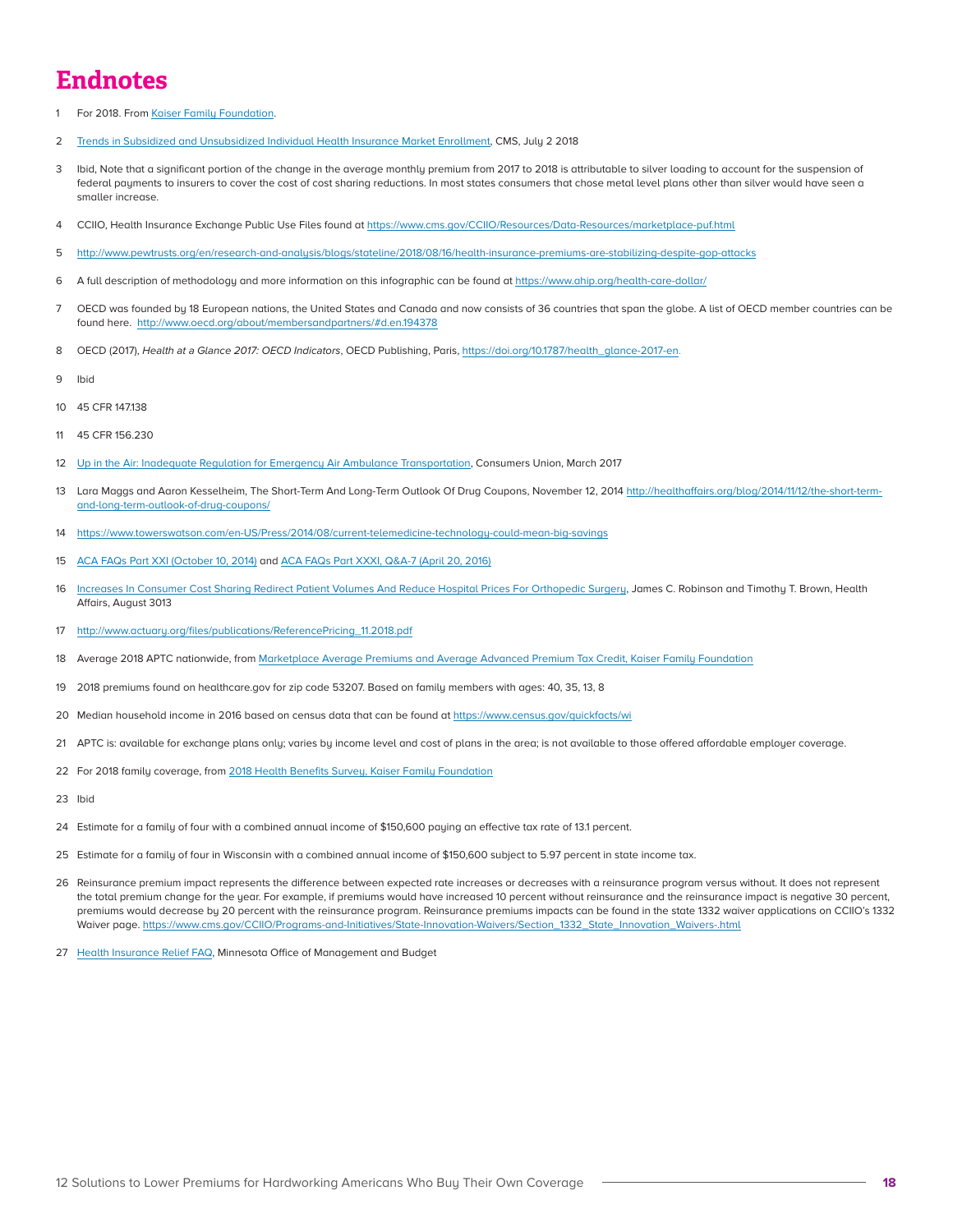# Endnotes

1. For 2018. From Kaiser Family Foundation.
2. Trends in Subsidized and Unsubsidized Individual Health Insurance Market Enrollment, CMS, July 2 2018
3. Ibid, Note that a significant portion of the change in the average monthly premium from 2017 to 2018 is attributable to silver loading to account for the suspension of federal payments to insurers to cover the cost of cost sharing reductions. In most states consumers that chose metal level plans other than silver would have seen a smaller increase.
4. CCIIO, Health Insurance Exchange Public Use Files found at https://www.cms.gov/CCIIO/Resources/Data-Resources/marketplace-puf.html
5. http://www.pewtrusts.org/en/research-and-analysis/blogs/stateline/2018/08/16/health-insurance-premiums-are-stabilizing-despite-gop-attacks
6. A full description of methodology and more information on this infographic can be found at https://www.ahip.org/health-care-dollar/
7. OECD was founded by 18 European nations, the United States and Canada and now consists of 36 countries that span the globe. A list of OECD member countries can be found here. http://www.oecd.org/about/membersandpartners/#d.en.194378
8. OECD (2017), *Health at a Glance 2017: OECD Indicators*, OECD Publishing, Paris, https://doi.org/10.1787/health_glance-2017-en.
9. Ibid
10. 45 CFR 147.138
11. 45 CFR 156.230
12. Up in the Air: Inadequate Regulation for Emergency Air Ambulance Transportation, Consumers Union, March 2017
13. Lara Maggs and Aaron Kesselheim, The Short-Term And Long-Term Outlook Of Drug Coupons, November 12, 2014 http://healthaffairs.org/blog/2014/11/12/the-short-term-and-long-term-outlook-of-drug-coupons/
14. https://www.towerswatson.com/en-US/Press/2014/08/current-telemedicine-technology-could-mean-big-savings
15. ACA FAQs Part XXI (October 10, 2014) and ACA FAQs Part XXXI, Q&A-7 (April 20, 2016)
16. Increases In Consumer Cost Sharing Redirect Patient Volumes And Reduce Hospital Prices For Orthopedic Surgery, James C. Robinson and Timothy T. Brown, Health Affairs, August 3013
17. http://www.actuary.org/files/publications/ReferencePricing_11.2018.pdf
18. Average 2018 APTC nationwide, from Marketplace Average Premiums and Average Advanced Premium Tax Credit, Kaiser Family Foundation
19. 2018 premiums found on healthcare.gov for zip code 53207. Based on family members with ages: 40, 35, 13, 8
20. Median household income in 2016 based on census data that can be found at https://www.census.gov/quickfacts/wi
21. APTC is: available for exchange plans only; varies by income level and cost of plans in the area; is not available to those offered affordable employer coverage.
22. For 2018 family coverage, from 2018 Health Benefits Survey, Kaiser Family Foundation
23. Ibid
24. Estimate for a family of four with a combined annual income of $150,600 paying an effective tax rate of 13.1 percent.
25. Estimate for a family of four in Wisconsin with a combined annual income of $150,600 subject to 5.97 percent in state income tax.
26. Reinsurance premium impact represents the difference between expected rate increases or decreases with a reinsurance program versus without. It does not represent the total premium change for the year. For example, if premiums would have increased 10 percent without reinsurance and the reinsurance impact is negative 30 percent, premiums would decrease by 20 percent with the reinsurance program. Reinsurance premiums impacts can be found in the state 1332 waiver applications on CCIIO's 1332 Waiver page. https://www.cms.gov/CCIIO/Programs-and-Initiatives/State-Innovation-Waivers/Section_1332_State_Innovation_Waivers-.html
27. Health Insurance Relief FAQ, Minnesota Office of Management and Budget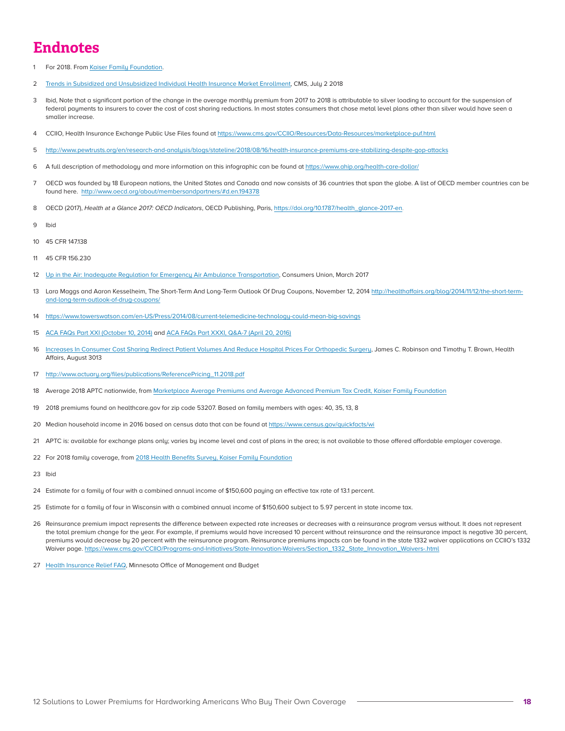# Endnotes

1. For 2018. From Kaiser Family Foundation.
2. Trends in Subsidized and Unsubsidized Individual Health Insurance Market Enrollment, CMS, July 2 2018
3. Ibid, Note that a significant portion of the change in the average monthly premium from 2017 to 2018 is attributable to silver loading to account for the suspension of federal payments to insurers to cover the cost of cost sharing reductions. In most states consumers that chose metal level plans other than silver would have seen a smaller increase.
4. CCIIO, Health Insurance Exchange Public Use Files found at https://www.cms.gov/CCIIO/Resources/Data-Resources/marketplace-puf.html
5. http://www.pewtrusts.org/en/research-and-analysis/blogs/stateline/2018/08/16/health-insurance-premiums-are-stabilizing-despite-gop-attacks
6. A full description of methodology and more information on this infographic can be found at https://www.ahip.org/health-care-dollar/
7. OECD was founded by 18 European nations, the United States and Canada and now consists of 36 countries that span the globe. A list of OECD member countries can be found here. http://www.oecd.org/about/membersandpartners/#d.en.194378
8. OECD (2017), *Health at a Glance 2017: OECD Indicators*, OECD Publishing, Paris, https://doi.org/10.1787/health_glance-2017-en.
9. Ibid
10. 45 CFR 147.138
11. 45 CFR 156.230
12. Up in the Air: Inadequate Regulation for Emergency Air Ambulance Transportation, Consumers Union, March 2017
13. Lara Maggs and Aaron Kesselheim, The Short-Term And Long-Term Outlook Of Drug Coupons, November 12, 2014 http://healthaffairs.org/blog/2014/11/12/the-short-term-and-long-term-outlook-of-drug-coupons/
14. https://www.towerswatson.com/en-US/Press/2014/08/current-telemedicine-technology-could-mean-big-savings
15. ACA FAQs Part XXI (October 10, 2014) and ACA FAQs Part XXXI, Q&A-7 (April 20, 2016)
16. Increases In Consumer Cost Sharing Redirect Patient Volumes And Reduce Hospital Prices For Orthopedic Surgery, James C. Robinson and Timothy T. Brown, Health Affairs, August 3013
17. http://www.actuary.org/files/publications/ReferencePricing_11.2018.pdf
18. Average 2018 APTC nationwide, from Marketplace Average Premiums and Average Advanced Premium Tax Credit, Kaiser Family Foundation
19. 2018 premiums found on healthcare.gov for zip code 53207. Based on family members with ages: 40, 35, 13, 8
20. Median household income in 2016 based on census data that can be found at https://www.census.gov/quickfacts/wi
21. APTC is: available for exchange plans only; varies by income level and cost of plans in the area; is not available to those offered affordable employer coverage.
22. For 2018 family coverage, from 2018 Health Benefits Survey, Kaiser Family Foundation
23. Ibid
24. Estimate for a family of four with a combined annual income of $150,600 paying an effective tax rate of 13.1 percent.
25. Estimate for a family of four in Wisconsin with a combined annual income of $150,600 subject to 5.97 percent in state income tax.
26. Reinsurance premium impact represents the difference between expected rate increases or decreases with a reinsurance program versus without. It does not represent the total premium change for the year. For example, if premiums would have increased 10 percent without reinsurance and the reinsurance impact is negative 30 percent, premiums would decrease by 20 percent with the reinsurance program. Reinsurance premiums impacts can be found in the state 1332 waiver applications on CCIIO's 1332 Waiver page. https://www.cms.gov/CCIIO/Programs-and-Initiatives/State-Innovation-Waivers/Section_1332_State_Innovation_Waivers-.html
27. Health Insurance Relief FAQ, Minnesota Office of Management and Budget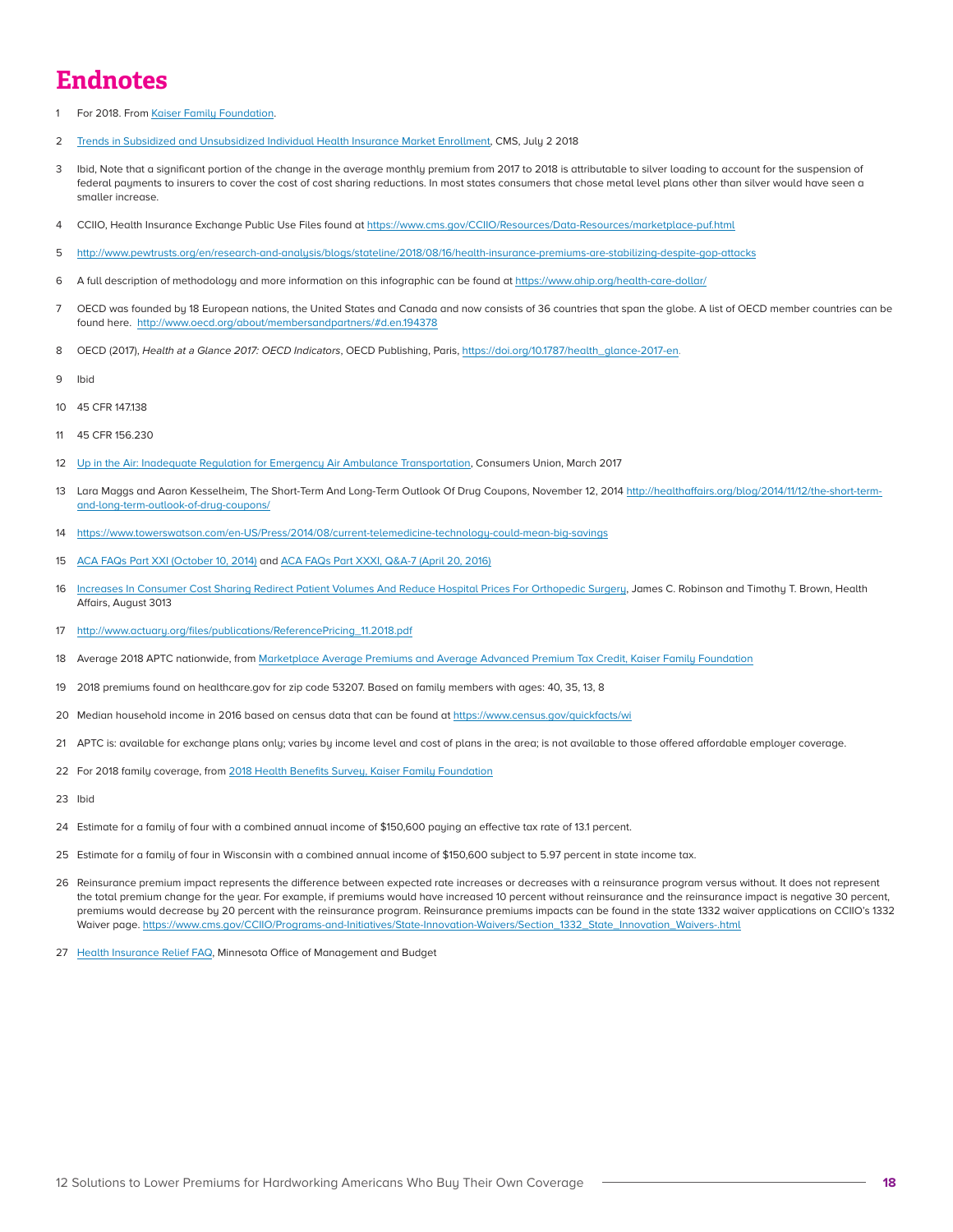# Endnotes

1. For 2018. From Kaiser Family Foundation.
2. Trends in Subsidized and Unsubsidized Individual Health Insurance Market Enrollment, CMS, July 2 2018
3. Ibid, Note that a significant portion of the change in the average monthly premium from 2017 to 2018 is attributable to silver loading to account for the suspension of federal payments to insurers to cover the cost of cost sharing reductions. In most states consumers that chose metal level plans other than silver would have seen a smaller increase.
4. CCIIO, Health Insurance Exchange Public Use Files found at https://www.cms.gov/CCIIO/Resources/Data-Resources/marketplace-puf.html
5. http://www.pewtrusts.org/en/research-and-analysis/blogs/stateline/2018/08/16/health-insurance-premiums-are-stabilizing-despite-gop-attacks
6. A full description of methodology and more information on this infographic can be found at https://www.ahip.org/health-care-dollar/
7. OECD was founded by 18 European nations, the United States and Canada and now consists of 36 countries that span the globe. A list of OECD member countries can be found here. http://www.oecd.org/about/membersandpartners/#d.en.194378
8. OECD (2017), *Health at a Glance 2017: OECD Indicators*, OECD Publishing, Paris, https://doi.org/10.1787/health_glance-2017-en.
9. Ibid
10. 45 CFR 147.138
11. 45 CFR 156.230
12. Up in the Air: Inadequate Regulation for Emergency Air Ambulance Transportation, Consumers Union, March 2017
13. Lara Maggs and Aaron Kesselheim, The Short-Term And Long-Term Outlook Of Drug Coupons, November 12, 2014 http://healthaffairs.org/blog/2014/11/12/the-short-term-and-long-term-outlook-of-drug-coupons/
14. https://www.towerswatson.com/en-US/Press/2014/08/current-telemedicine-technology-could-mean-big-savings
15. ACA FAQs Part XXI (October 10, 2014) and ACA FAQs Part XXXI, Q&A-7 (April 20, 2016)
16. Increases In Consumer Cost Sharing Redirect Patient Volumes And Reduce Hospital Prices For Orthopedic Surgery, James C. Robinson and Timothy T. Brown, Health Affairs, August 3013
17. http://www.actuary.org/files/publications/ReferencePricing_11.2018.pdf
18. Average 2018 APTC nationwide, from Marketplace Average Premiums and Average Advanced Premium Tax Credit, Kaiser Family Foundation
19. 2018 premiums found on healthcare.gov for zip code 53207. Based on family members with ages: 40, 35, 13, 8
20. Median household income in 2016 based on census data that can be found at https://www.census.gov/quickfacts/wi
21. APTC is: available for exchange plans only; varies by income level and cost of plans in the area; is not available to those offered affordable employer coverage.
22. For 2018 family coverage, from 2018 Health Benefits Survey, Kaiser Family Foundation
23. Ibid
24. Estimate for a family of four with a combined annual income of $150,600 paying an effective tax rate of 13.1 percent.
25. Estimate for a family of four in Wisconsin with a combined annual income of $150,600 subject to 5.97 percent in state income tax.
26. Reinsurance premium impact represents the difference between expected rate increases or decreases with a reinsurance program versus without. It does not represent the total premium change for the year. For example, if premiums would have increased 10 percent without reinsurance and the reinsurance impact is negative 30 percent, premiums would decrease by 20 percent with the reinsurance program. Reinsurance premiums impacts can be found in the state 1332 waiver applications on CCIIO's 1332 Waiver page. https://www.cms.gov/CCIIO/Programs-and-Initiatives/State-Innovation-Waivers/Section_1332_State_Innovation_Waivers-.html
27. Health Insurance Relief FAQ, Minnesota Office of Management and Budget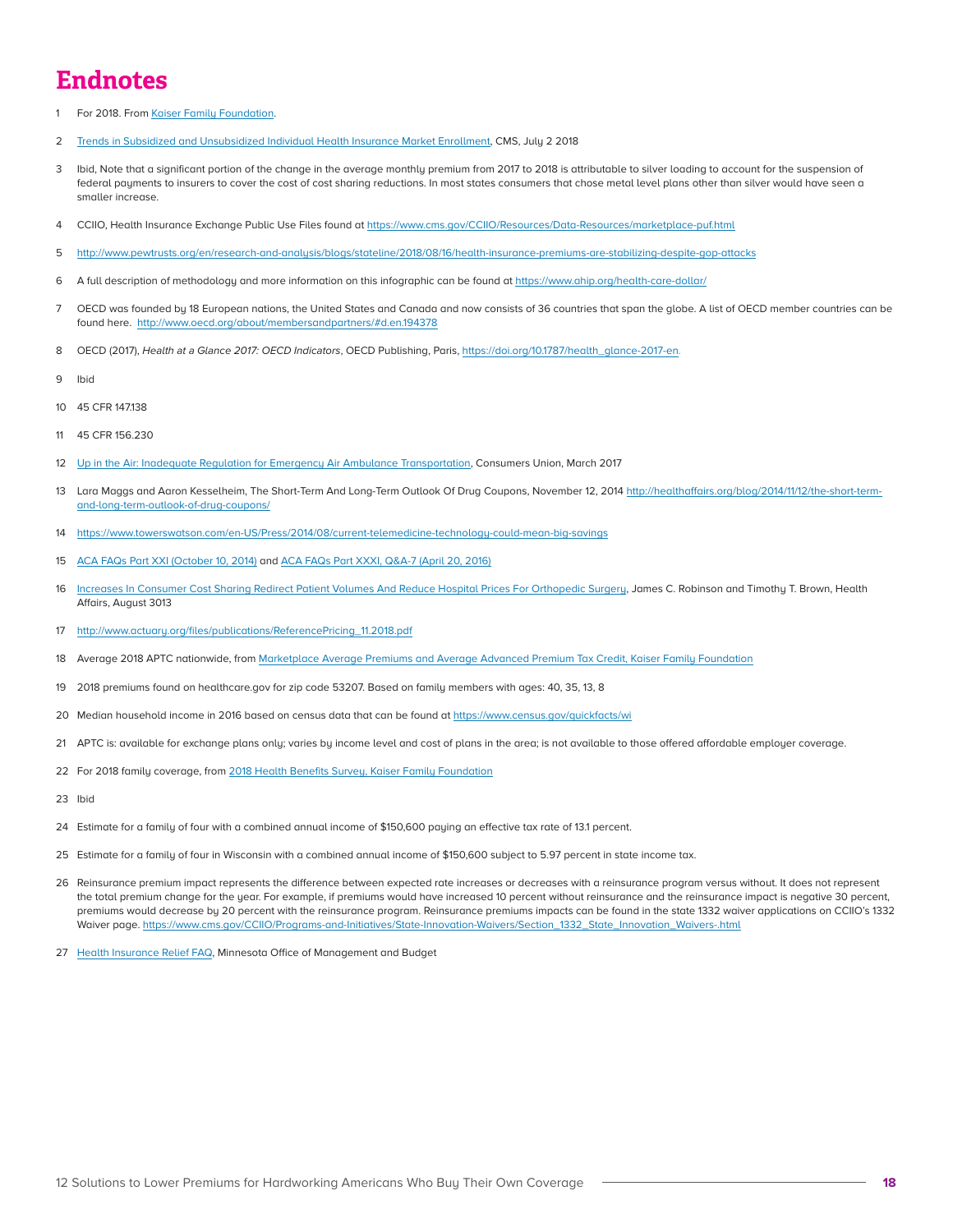# Endnotes

1 For 2018. From Kaiser Family Foundation.

2 Trends in Subsidized and Unsubsidized Individual Health Insurance Market Enrollment, CMS, July 2 2018

3 Ibid, Note that a significant portion of the change in the average monthly premium from 2017 to 2018 is attributable to silver loading to account for the suspension of federal payments to insurers to cover the cost of cost sharing reductions. In most states consumers that chose metal level plans other than silver would have seen a smaller increase.

4 CCIIO, Health Insurance Exchange Public Use Files found at https://www.cms.gov/CCIIO/Resources/Data-Resources/marketplace-puf.html

5 http://www.pewtrusts.org/en/research-and-analysis/blogs/stateline/2018/08/16/health-insurance-premiums-are-stabilizing-despite-gop-attacks

6 A full description of methodology and more information on this infographic can be found at https://www.ahip.org/health-care-dollar/

7 OECD was founded by 18 European nations, the United States and Canada and now consists of 36 countries that span the globe. A list of OECD member countries can be found here. http://www.oecd.org/about/membersandpartners/#d.en.194378

8 OECD (2017), *Health at a Glance 2017: OECD Indicators*, OECD Publishing, Paris, https://doi.org/10.1787/health_glance-2017-en.

9 Ibid

10 45 CFR 147.138

11 45 CFR 156.230

12 Up in the Air: Inadequate Regulation for Emergency Air Ambulance Transportation, Consumers Union, March 2017

13 Lara Maggs and Aaron Kesselheim, The Short-Term And Long-Term Outlook Of Drug Coupons, November 12, 2014 http://healthaffairs.org/blog/2014/11/12/the-short-term-and-long-term-outlook-of-drug-coupons/

14 https://www.towerswatson.com/en-US/Press/2014/08/current-telemedicine-technology-could-mean-big-savings

15 ACA FAQs Part XXI (October 10, 2014) and ACA FAQs Part XXXI, Q&A-7 (April 20, 2016)

16 Increases In Consumer Cost Sharing Redirect Patient Volumes And Reduce Hospital Prices For Orthopedic Surgery, James C. Robinson and Timothy T. Brown, Health Affairs, August 3013

17 http://www.actuary.org/files/publications/ReferencePricing_11.2018.pdf

18 Average 2018 APTC nationwide, from Marketplace Average Premiums and Average Advanced Premium Tax Credit, Kaiser Family Foundation

19 2018 premiums found on healthcare.gov for zip code 53207. Based on family members with ages: 40, 35, 13, 8

20 Median household income in 2016 based on census data that can be found at https://www.census.gov/quickfacts/wi

21 APTC is: available for exchange plans only; varies by income level and cost of plans in the area; is not available to those offered affordable employer coverage.

22 For 2018 family coverage, from 2018 Health Benefits Survey, Kaiser Family Foundation

23 Ibid

24 Estimate for a family of four with a combined annual income of $150,600 paying an effective tax rate of 13.1 percent.

25 Estimate for a family of four in Wisconsin with a combined annual income of $150,600 subject to 5.97 percent in state income tax.

26 Reinsurance premium impact represents the difference between expected rate increases or decreases with a reinsurance program versus without. It does not represent the total premium change for the year. For example, if premiums would have increased 10 percent without reinsurance and the reinsurance impact is negative 30 percent, premiums would decrease by 20 percent with the reinsurance program. Reinsurance premiums impacts can be found in the state 1332 waiver applications on CCIIO's 1332 Waiver page. https://www.cms.gov/CCIIO/Programs-and-Initiatives/State-Innovation-Waivers/Section_1332_State_Innovation_Waivers-.html

27 Health Insurance Relief FAQ, Minnesota Office of Management and Budget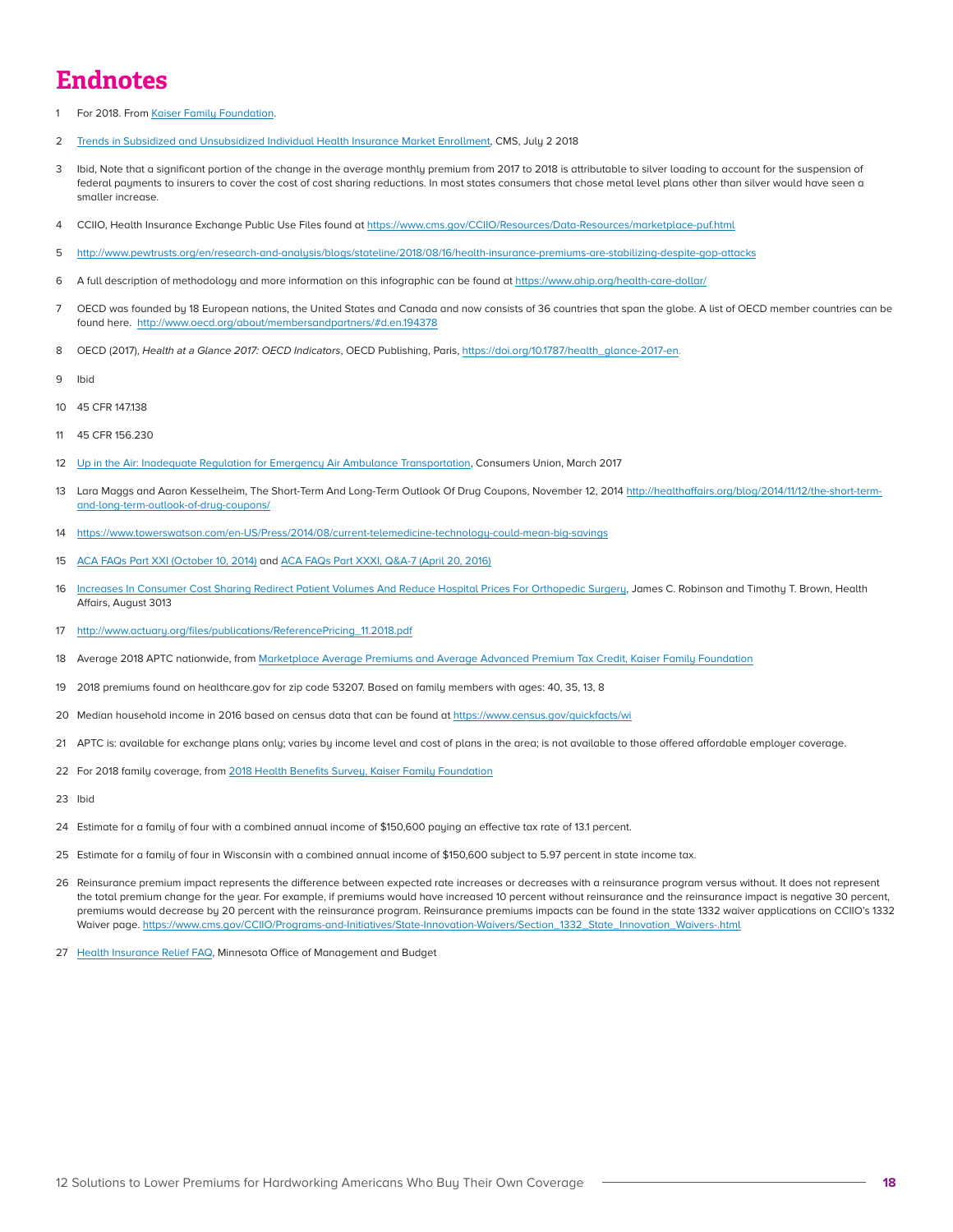# Endnotes

1 For 2018. From Kaiser Family Foundation.

2 Trends in Subsidized and Unsubsidized Individual Health Insurance Market Enrollment, CMS, July 2 2018

3 Ibid, Note that a significant portion of the change in the average monthly premium from 2017 to 2018 is attributable to silver loading to account for the suspension of federal payments to insurers to cover the cost of cost sharing reductions. In most states consumers that chose metal level plans other than silver would have seen a smaller increase.

4 CCIIO, Health Insurance Exchange Public Use Files found at https://www.cms.gov/CCIIO/Resources/Data-Resources/marketplace-puf.html

5 http://www.pewtrusts.org/en/research-and-analysis/blogs/stateline/2018/08/16/health-insurance-premiums-are-stabilizing-despite-gop-attacks

6 A full description of methodology and more information on this infographic can be found at https://www.ahip.org/health-care-dollar/

7 OECD was founded by 18 European nations, the United States and Canada and now consists of 36 countries that span the globe. A list of OECD member countries can be found here. http://www.oecd.org/about/membersandpartners/#d.en.194378

8 OECD (2017), *Health at a Glance 2017: OECD Indicators*, OECD Publishing, Paris, https://doi.org/10.1787/health_glance-2017-en.

9 Ibid

10 45 CFR 147.138

11 45 CFR 156.230

12 Up in the Air: Inadequate Regulation for Emergency Air Ambulance Transportation, Consumers Union, March 2017

13 Lara Maggs and Aaron Kesselheim, The Short-Term And Long-Term Outlook Of Drug Coupons, November 12, 2014 http://healthaffairs.org/blog/2014/11/12/the-short-term-and-long-term-outlook-of-drug-coupons/

14 https://www.towerswatson.com/en-US/Press/2014/08/current-telemedicine-technology-could-mean-big-savings

15 ACA FAQs Part XXI (October 10, 2014) and ACA FAQs Part XXXI, Q&A-7 (April 20, 2016)

16 Increases In Consumer Cost Sharing Redirect Patient Volumes And Reduce Hospital Prices For Orthopedic Surgery, James C. Robinson and Timothy T. Brown, Health Affairs, August 3013

17 http://www.actuary.org/files/publications/ReferencePricing_11.2018.pdf

18 Average 2018 APTC nationwide, from Marketplace Average Premiums and Average Advanced Premium Tax Credit, Kaiser Family Foundation

19 2018 premiums found on healthcare.gov for zip code 53207. Based on family members with ages: 40, 35, 13, 8

20 Median household income in 2016 based on census data that can be found at https://www.census.gov/quickfacts/wi

21 APTC is: available for exchange plans only; varies by income level and cost of plans in the area; is not available to those offered affordable employer coverage.

22 For 2018 family coverage, from 2018 Health Benefits Survey, Kaiser Family Foundation

23 Ibid

24 Estimate for a family of four with a combined annual income of $150,600 paying an effective tax rate of 13.1 percent.

25 Estimate for a family of four in Wisconsin with a combined annual income of $150,600 subject to 5.97 percent in state income tax.

26 Reinsurance premium impact represents the difference between expected rate increases or decreases with a reinsurance program versus without. It does not represent the total premium change for the year. For example, if premiums would have increased 10 percent without reinsurance and the reinsurance impact is negative 30 percent, premiums would decrease by 20 percent with the reinsurance program. Reinsurance premiums impacts can be found in the state 1332 waiver applications on CCIIO's 1332 Waiver page. https://www.cms.gov/CCIIO/Programs-and-Initiatives/State-Innovation-Waivers/Section_1332_State_Innovation_Waivers-.html

27 Health Insurance Relief FAQ, Minnesota Office of Management and Budget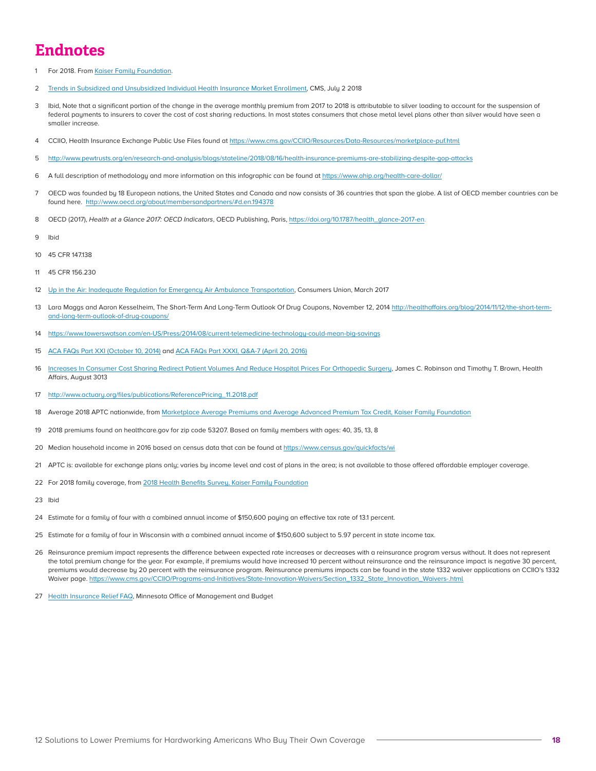# Endnotes

1. For 2018. From Kaiser Family Foundation.

2. Trends in Subsidized and Unsubsidized Individual Health Insurance Market Enrollment, CMS, July 2 2018

3. Ibid, Note that a significant portion of the change in the average monthly premium from 2017 to 2018 is attributable to silver loading to account for the suspension of federal payments to insurers to cover the cost of cost sharing reductions. In most states consumers that chose metal level plans other than silver would have seen a smaller increase.

4. CCIIO, Health Insurance Exchange Public Use Files found at https://www.cms.gov/CCIIO/Resources/Data-Resources/marketplace-puf.html

5. http://www.pewtrusts.org/en/research-and-analysis/blogs/stateline/2018/08/16/health-insurance-premiums-are-stabilizing-despite-gop-attacks

6. A full description of methodology and more information on this infographic can be found at https://www.ahip.org/health-care-dollar/

7. OECD was founded by 18 European nations, the United States and Canada and now consists of 36 countries that span the globe. A list of OECD member countries can be found here. http://www.oecd.org/about/membersandpartners/#d.en.194378

8. OECD (2017), *Health at a Glance 2017: OECD Indicators*, OECD Publishing, Paris, https://doi.org/10.1787/health_glance-2017-en.

9. Ibid

10. 45 CFR 147.138

11. 45 CFR 156.230

12. Up in the Air: Inadequate Regulation for Emergency Air Ambulance Transportation, Consumers Union, March 2017

13. Lara Maggs and Aaron Kesselheim, The Short-Term And Long-Term Outlook Of Drug Coupons, November 12, 2014 http://healthaffairs.org/blog/2014/11/12/the-short-term-and-long-term-outlook-of-drug-coupons/

14. https://www.towerswatson.com/en-US/Press/2014/08/current-telemedicine-technology-could-mean-big-savings

15. ACA FAQs Part XXI (October 10, 2014) and ACA FAQs Part XXXI, Q&A-7 (April 20, 2016)

16. Increases In Consumer Cost Sharing Redirect Patient Volumes And Reduce Hospital Prices For Orthopedic Surgery, James C. Robinson and Timothy T. Brown, Health Affairs, August 3013

17. http://www.actuary.org/files/publications/ReferencePricing_11.2018.pdf

18. Average 2018 APTC nationwide, from Marketplace Average Premiums and Average Advanced Premium Tax Credit, Kaiser Family Foundation

19. 2018 premiums found on healthcare.gov for zip code 53207. Based on family members with ages: 40, 35, 13, 8

20. Median household income in 2016 based on census data that can be found at https://www.census.gov/quickfacts/wi

21. APTC is: available for exchange plans only; varies by income level and cost of plans in the area; is not available to those offered affordable employer coverage.

22. For 2018 family coverage, from 2018 Health Benefits Survey, Kaiser Family Foundation

23. Ibid

24. Estimate for a family of four with a combined annual income of $150,600 paying an effective tax rate of 13.1 percent.

25. Estimate for a family of four in Wisconsin with a combined annual income of $150,600 subject to 5.97 percent in state income tax.

26. Reinsurance premium impact represents the difference between expected rate increases or decreases with a reinsurance program versus without. It does not represent the total premium change for the year. For example, if premiums would have increased 10 percent without reinsurance and the reinsurance impact is negative 30 percent, premiums would decrease by 20 percent with the reinsurance program. Reinsurance premiums impacts can be found in the state 1332 waiver applications on CCIIO's 1332 Waiver page. https://www.cms.gov/CCIIO/Programs-and-Initiatives/State-Innovation-Waivers/Section_1332_State_Innovation_Waivers-.html

27. Health Insurance Relief FAQ, Minnesota Office of Management and Budget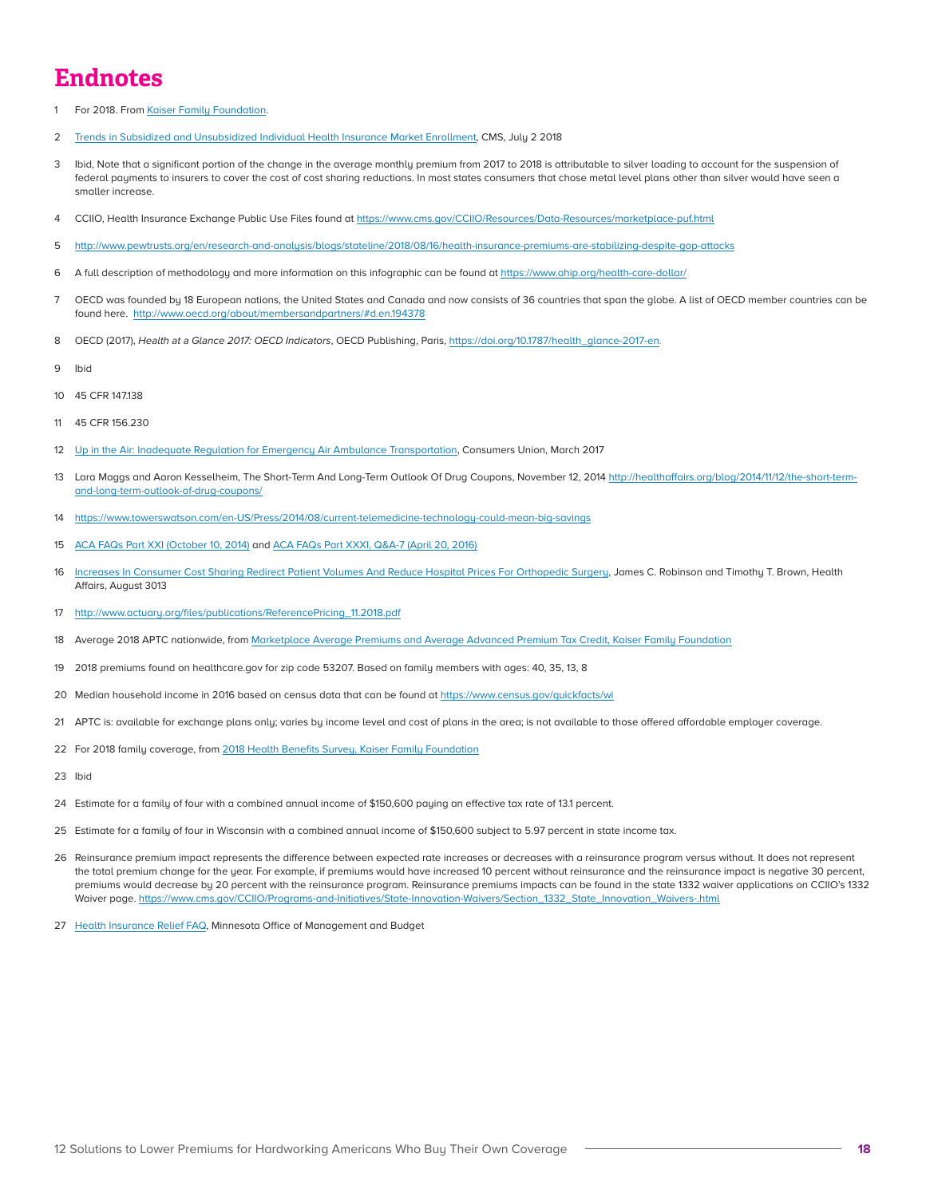# Endnotes

1 For 2018. From Kaiser Family Foundation.

2 Trends in Subsidized and Unsubsidized Individual Health Insurance Market Enrollment, CMS, July 2 2018

3 Ibid, Note that a significant portion of the change in the average monthly premium from 2017 to 2018 is attributable to silver loading to account for the suspension of federal payments to insurers to cover the cost of cost sharing reductions. In most states consumers that chose metal level plans other than silver would have seen a smaller increase.

4 CCIIO, Health Insurance Exchange Public Use Files found at https://www.cms.gov/CCIIO/Resources/Data-Resources/marketplace-puf.html

5 http://www.pewtrusts.org/en/research-and-analysis/blogs/stateline/2018/08/16/health-insurance-premiums-are-stabilizing-despite-gop-attacks

6 A full description of methodology and more information on this infographic can be found at https://www.ahip.org/health-care-dollar/

7 OECD was founded by 18 European nations, the United States and Canada and now consists of 36 countries that span the globe. A list of OECD member countries can be found here. http://www.oecd.org/about/membersandpartners/#d.en.194378

8 OECD (2017), *Health at a Glance 2017: OECD Indicators*, OECD Publishing, Paris, https://doi.org/10.1787/health_glance-2017-en.

9 Ibid

10 45 CFR 147.138

11 45 CFR 156.230

12 Up in the Air: Inadequate Regulation for Emergency Air Ambulance Transportation, Consumers Union, March 2017

13 Lara Maggs and Aaron Kesselheim, The Short-Term And Long-Term Outlook Of Drug Coupons, November 12, 2014 http://healthaffairs.org/blog/2014/11/12/the-short-term-and-long-term-outlook-of-drug-coupons/

14 https://www.towerswatson.com/en-US/Press/2014/08/current-telemedicine-technology-could-mean-big-savings

15 ACA FAQs Part XXI (October 10, 2014) and ACA FAQs Part XXXI, Q&A-7 (April 20, 2016)

16 Increases In Consumer Cost Sharing Redirect Patient Volumes And Reduce Hospital Prices For Orthopedic Surgery, James C. Robinson and Timothy T. Brown, Health Affairs, August 3013

17 http://www.actuary.org/files/publications/ReferencePricing_11.2018.pdf

18 Average 2018 APTC nationwide, from Marketplace Average Premiums and Average Advanced Premium Tax Credit, Kaiser Family Foundation

19 2018 premiums found on healthcare.gov for zip code 53207. Based on family members with ages: 40, 35, 13, 8

20 Median household income in 2016 based on census data that can be found at https://www.census.gov/quickfacts/wi

21 APTC is: available for exchange plans only; varies by income level and cost of plans in the area; is not available to those offered affordable employer coverage.

22 For 2018 family coverage, from 2018 Health Benefits Survey, Kaiser Family Foundation

23 Ibid

24 Estimate for a family of four with a combined annual income of $150,600 paying an effective tax rate of 13.1 percent.

25 Estimate for a family of four in Wisconsin with a combined annual income of $150,600 subject to 5.97 percent in state income tax.

26 Reinsurance premium impact represents the difference between expected rate increases or decreases with a reinsurance program versus without. It does not represent the total premium change for the year. For example, if premiums would have increased 10 percent without reinsurance and the reinsurance impact is negative 30 percent, premiums would decrease by 20 percent with the reinsurance program. Reinsurance premiums impacts can be found in the state 1332 waiver applications on CCIIO's 1332 Waiver page. https://www.cms.gov/CCIIO/Programs-and-Initiatives/State-Innovation-Waivers/Section_1332_State_Innovation_Waivers-.html

27 Health Insurance Relief FAQ, Minnesota Office of Management and Budget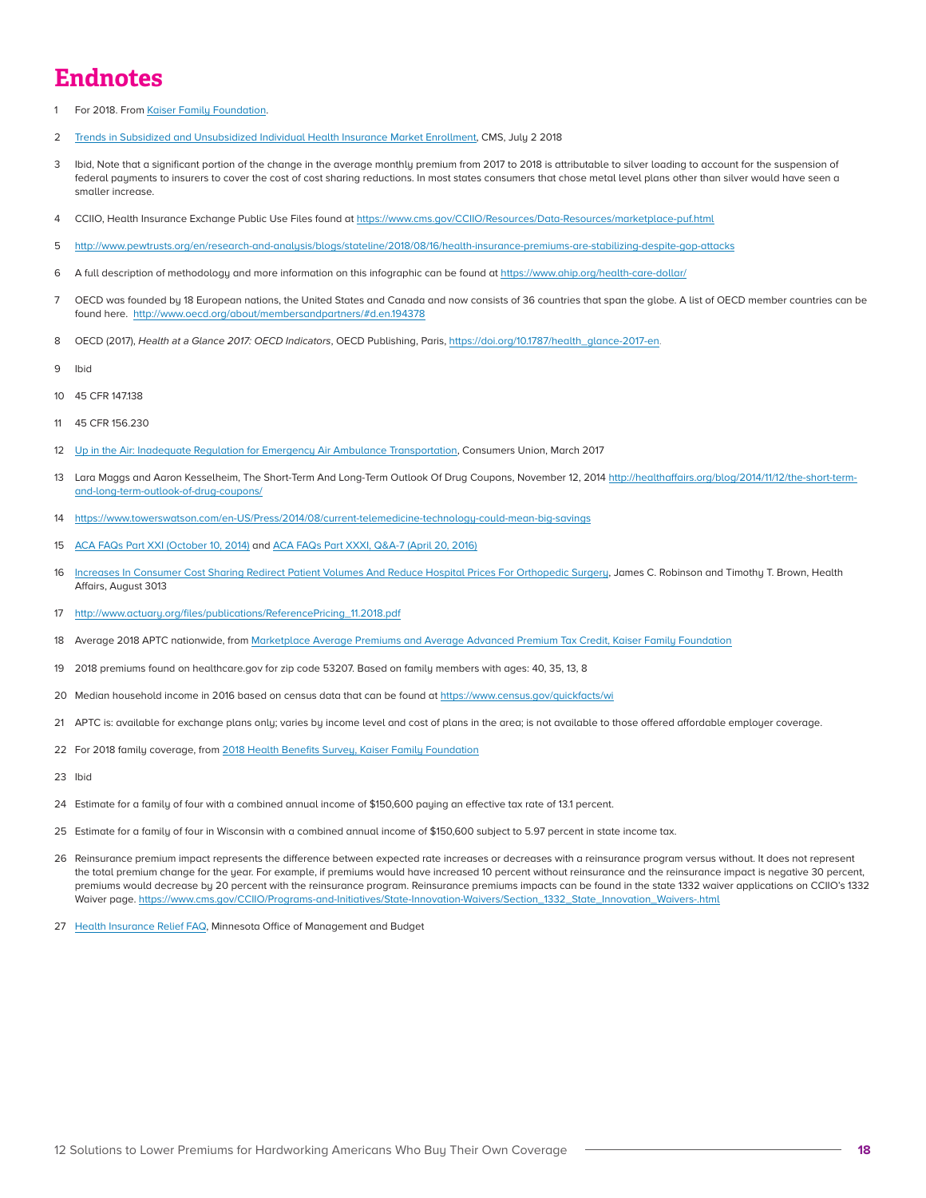# Endnotes

1 For 2018. From Kaiser Family Foundation.

2 Trends in Subsidized and Unsubsidized Individual Health Insurance Market Enrollment, CMS, July 2 2018

3 Ibid, Note that a significant portion of the change in the average monthly premium from 2017 to 2018 is attributable to silver loading to account for the suspension of federal payments to insurers to cover the cost of cost sharing reductions. In most states consumers that chose metal level plans other than silver would have seen a smaller increase.

4 CCIIO, Health Insurance Exchange Public Use Files found at https://www.cms.gov/CCIIO/Resources/Data-Resources/marketplace-puf.html

5 http://www.pewtrusts.org/en/research-and-analysis/blogs/stateline/2018/08/16/health-insurance-premiums-are-stabilizing-despite-gop-attacks

6 A full description of methodology and more information on this infographic can be found at https://www.ahip.org/health-care-dollar/

7 OECD was founded by 18 European nations, the United States and Canada and now consists of 36 countries that span the globe. A list of OECD member countries can be found here. http://www.oecd.org/about/membersandpartners/#d.en.194378

8 OECD (2017), *Health at a Glance 2017: OECD Indicators*, OECD Publishing, Paris, https://doi.org/10.1787/health_glance-2017-en.

9 Ibid

10 45 CFR 147.138

11 45 CFR 156.230

12 Up in the Air: Inadequate Regulation for Emergency Air Ambulance Transportation, Consumers Union, March 2017

13 Lara Maggs and Aaron Kesselheim, The Short-Term And Long-Term Outlook Of Drug Coupons, November 12, 2014 http://healthaffairs.org/blog/2014/11/12/the-short-term-and-long-term-outlook-of-drug-coupons/

14 https://www.towerswatson.com/en-US/Press/2014/08/current-telemedicine-technology-could-mean-big-savings

15 ACA FAQs Part XXI (October 10, 2014) and ACA FAQs Part XXXI, Q&A-7 (April 20, 2016)

16 Increases In Consumer Cost Sharing Redirect Patient Volumes And Reduce Hospital Prices For Orthopedic Surgery, James C. Robinson and Timothy T. Brown, Health Affairs, August 3013

17 http://www.actuary.org/files/publications/ReferencePricing_11.2018.pdf

18 Average 2018 APTC nationwide, from Marketplace Average Premiums and Average Advanced Premium Tax Credit, Kaiser Family Foundation

19 2018 premiums found on healthcare.gov for zip code 53207. Based on family members with ages: 40, 35, 13, 8

20 Median household income in 2016 based on census data that can be found at https://www.census.gov/quickfacts/wi

21 APTC is: available for exchange plans only; varies by income level and cost of plans in the area; is not available to those offered affordable employer coverage.

22 For 2018 family coverage, from 2018 Health Benefits Survey, Kaiser Family Foundation

23 Ibid

24 Estimate for a family of four with a combined annual income of $150,600 paying an effective tax rate of 13.1 percent.

25 Estimate for a family of four in Wisconsin with a combined annual income of $150,600 subject to 5.97 percent in state income tax.

26 Reinsurance premium impact represents the difference between expected rate increases or decreases with a reinsurance program versus without. It does not represent the total premium change for the year. For example, if premiums would have increased 10 percent without reinsurance and the reinsurance impact is negative 30 percent, premiums would decrease by 20 percent with the reinsurance program. Reinsurance premiums impacts can be found in the state 1332 waiver applications on CCIIO's 1332 Waiver page. https://www.cms.gov/CCIIO/Programs-and-Initiatives/State-Innovation-Waivers/Section_1332_State_Innovation_Waivers-.html

27 Health Insurance Relief FAQ, Minnesota Office of Management and Budget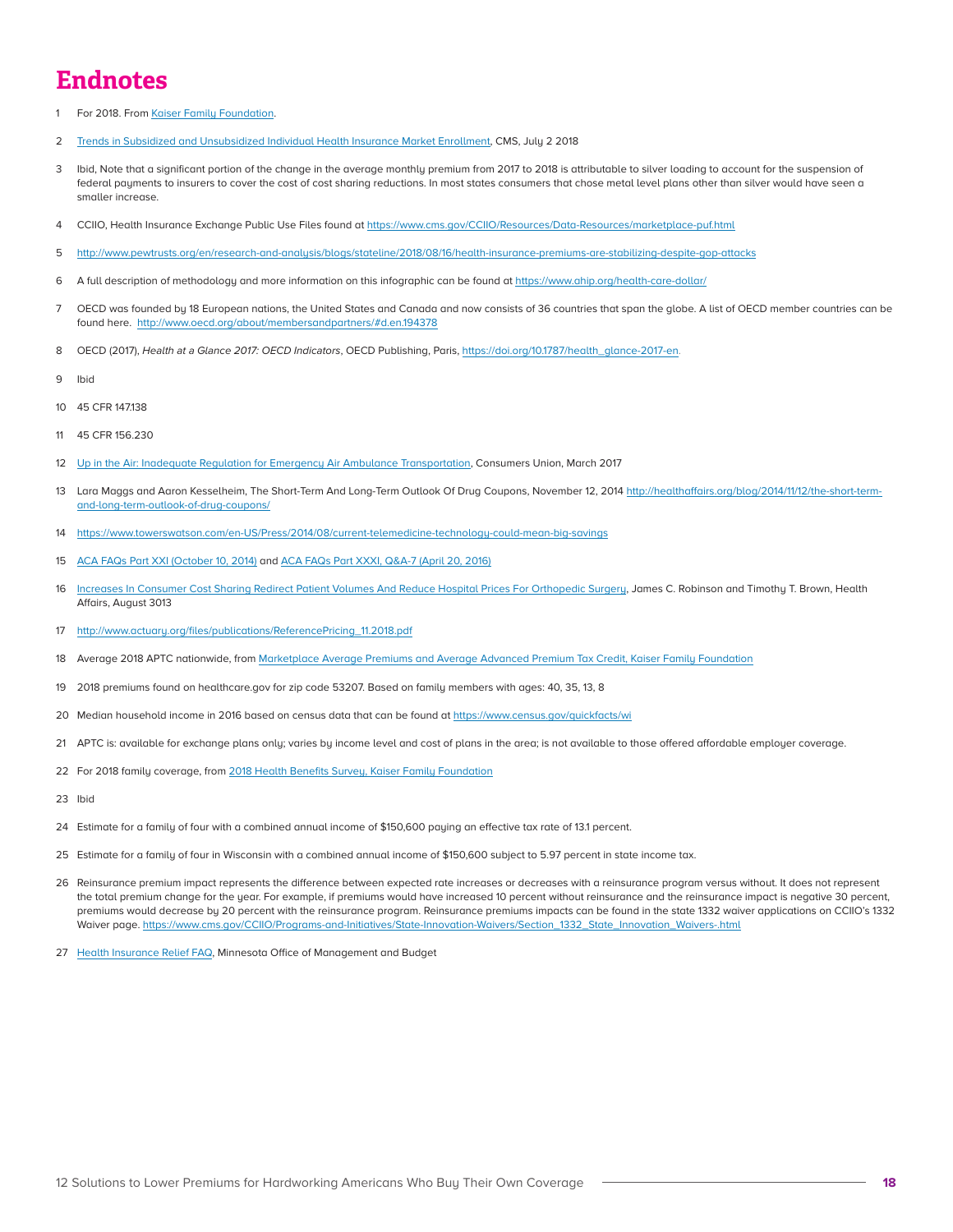# Endnotes

1 For 2018. From Kaiser Family Foundation.

2 Trends in Subsidized and Unsubsidized Individual Health Insurance Market Enrollment, CMS, July 2 2018

3 Ibid, Note that a significant portion of the change in the average monthly premium from 2017 to 2018 is attributable to silver loading to account for the suspension of federal payments to insurers to cover the cost of cost sharing reductions. In most states consumers that chose metal level plans other than silver would have seen a smaller increase.

4 CCIIO, Health Insurance Exchange Public Use Files found at https://www.cms.gov/CCIIO/Resources/Data-Resources/marketplace-puf.html

5 http://www.pewtrusts.org/en/research-and-analysis/blogs/stateline/2018/08/16/health-insurance-premiums-are-stabilizing-despite-gop-attacks

6 A full description of methodology and more information on this infographic can be found at https://www.ahip.org/health-care-dollar/

7 OECD was founded by 18 European nations, the United States and Canada and now consists of 36 countries that span the globe. A list of OECD member countries can be found here. http://www.oecd.org/about/membersandpartners/#d.en.194378

8 OECD (2017), *Health at a Glance 2017: OECD Indicators*, OECD Publishing, Paris, https://doi.org/10.1787/health_glance-2017-en.

9 Ibid

10 45 CFR 147.138

11 45 CFR 156.230

12 Up in the Air: Inadequate Regulation for Emergency Air Ambulance Transportation, Consumers Union, March 2017

13 Lara Maggs and Aaron Kesselheim, The Short-Term And Long-Term Outlook Of Drug Coupons, November 12, 2014 http://healthaffairs.org/blog/2014/11/12/the-short-term-and-long-term-outlook-of-drug-coupons/

14 https://www.towerswatson.com/en-US/Press/2014/08/current-telemedicine-technology-could-mean-big-savings

15 ACA FAQs Part XXI (October 10, 2014) and ACA FAQs Part XXXI, Q&A-7 (April 20, 2016)

16 Increases In Consumer Cost Sharing Redirect Patient Volumes And Reduce Hospital Prices For Orthopedic Surgery, James C. Robinson and Timothy T. Brown, Health Affairs, August 3013

17 http://www.actuary.org/files/publications/ReferencePricing_11.2018.pdf

18 Average 2018 APTC nationwide, from Marketplace Average Premiums and Average Advanced Premium Tax Credit, Kaiser Family Foundation

19 2018 premiums found on healthcare.gov for zip code 53207. Based on family members with ages: 40, 35, 13, 8

20 Median household income in 2016 based on census data that can be found at https://www.census.gov/quickfacts/wi

21 APTC is: available for exchange plans only; varies by income level and cost of plans in the area; is not available to those offered affordable employer coverage.

22 For 2018 family coverage, from 2018 Health Benefits Survey, Kaiser Family Foundation

23 Ibid

24 Estimate for a family of four with a combined annual income of $150,600 paying an effective tax rate of 13.1 percent.

25 Estimate for a family of four in Wisconsin with a combined annual income of $150,600 subject to 5.97 percent in state income tax.

26 Reinsurance premium impact represents the difference between expected rate increases or decreases with a reinsurance program versus without. It does not represent the total premium change for the year. For example, if premiums would have increased 10 percent without reinsurance and the reinsurance impact is negative 30 percent, premiums would decrease by 20 percent with the reinsurance program. Reinsurance premiums impacts can be found in the state 1332 waiver applications on CCIIO's 1332 Waiver page. https://www.cms.gov/CCIIO/Programs-and-Initiatives/State-Innovation-Waivers/Section_1332_State_Innovation_Waivers-.html

27 Health Insurance Relief FAQ, Minnesota Office of Management and Budget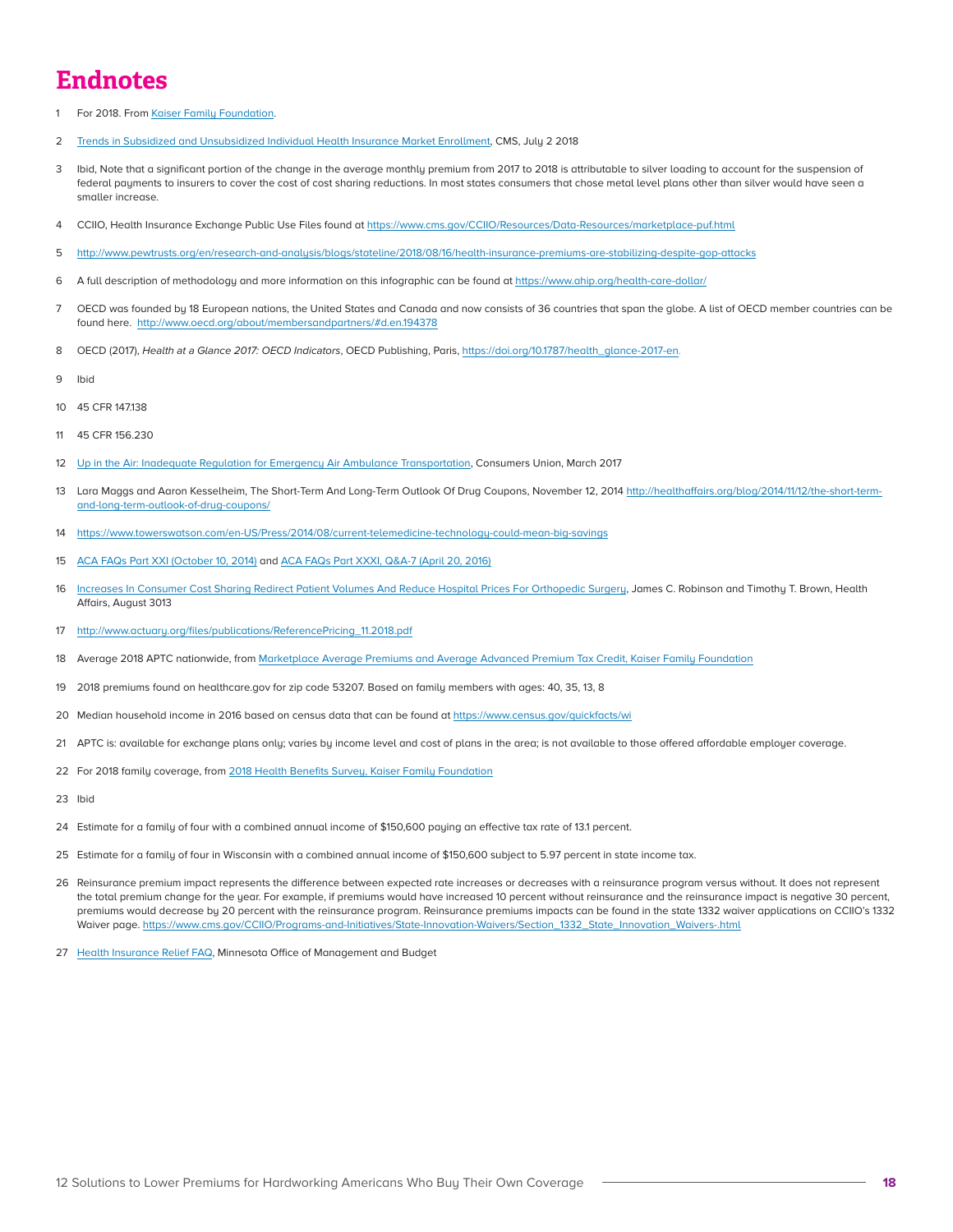# Endnotes

1. For 2018. From Kaiser Family Foundation.

2. Trends in Subsidized and Unsubsidized Individual Health Insurance Market Enrollment, CMS, July 2 2018

3. Ibid, Note that a significant portion of the change in the average monthly premium from 2017 to 2018 is attributable to silver loading to account for the suspension of federal payments to insurers to cover the cost of cost sharing reductions. In most states consumers that chose metal level plans other than silver would have seen a smaller increase.

4. CCIIO, Health Insurance Exchange Public Use Files found at https://www.cms.gov/CCIIO/Resources/Data-Resources/marketplace-puf.html

5. http://www.pewtrusts.org/en/research-and-analysis/blogs/stateline/2018/08/16/health-insurance-premiums-are-stabilizing-despite-gop-attacks

6. A full description of methodology and more information on this infographic can be found at https://www.ahip.org/health-care-dollar/

7. OECD was founded by 18 European nations, the United States and Canada and now consists of 36 countries that span the globe. A list of OECD member countries can be found here. http://www.oecd.org/about/membersandpartners/#d.en.194378

8. OECD (2017), *Health at a Glance 2017: OECD Indicators*, OECD Publishing, Paris, https://doi.org/10.1787/health_glance-2017-en.

9. Ibid

10. 45 CFR 147.138

11. 45 CFR 156.230

12. Up in the Air: Inadequate Regulation for Emergency Air Ambulance Transportation, Consumers Union, March 2017

13. Lara Maggs and Aaron Kesselheim, The Short-Term And Long-Term Outlook Of Drug Coupons, November 12, 2014 http://healthaffairs.org/blog/2014/11/12/the-short-term-and-long-term-outlook-of-drug-coupons/

14. https://www.towerswatson.com/en-US/Press/2014/08/current-telemedicine-technology-could-mean-big-savings

15. ACA FAQs Part XXI (October 10, 2014) and ACA FAQs Part XXXI, Q&A-7 (April 20, 2016)

16. Increases In Consumer Cost Sharing Redirect Patient Volumes And Reduce Hospital Prices For Orthopedic Surgery, James C. Robinson and Timothy T. Brown, Health Affairs, August 3013

17. http://www.actuary.org/files/publications/ReferencePricing_11.2018.pdf

18. Average 2018 APTC nationwide, from Marketplace Average Premiums and Average Advanced Premium Tax Credit, Kaiser Family Foundation

19. 2018 premiums found on healthcare.gov for zip code 53207. Based on family members with ages: 40, 35, 13, 8

20. Median household income in 2016 based on census data that can be found at https://www.census.gov/quickfacts/wi

21. APTC is: available for exchange plans only; varies by income level and cost of plans in the area; is not available to those offered affordable employer coverage.

22. For 2018 family coverage, from 2018 Health Benefits Survey, Kaiser Family Foundation

23. Ibid

24. Estimate for a family of four with a combined annual income of $150,600 paying an effective tax rate of 13.1 percent.

25. Estimate for a family of four in Wisconsin with a combined annual income of $150,600 subject to 5.97 percent in state income tax.

26. Reinsurance premium impact represents the difference between expected rate increases or decreases with a reinsurance program versus without. It does not represent the total premium change for the year. For example, if premiums would have increased 10 percent without reinsurance and the reinsurance impact is negative 30 percent, premiums would decrease by 20 percent with the reinsurance program. Reinsurance premiums impacts can be found in the state 1332 waiver applications on CCIIO's 1332 Waiver page. https://www.cms.gov/CCIIO/Programs-and-Initiatives/State-Innovation-Waivers/Section_1332_State_Innovation_Waivers-.html

27. Health Insurance Relief FAQ, Minnesota Office of Management and Budget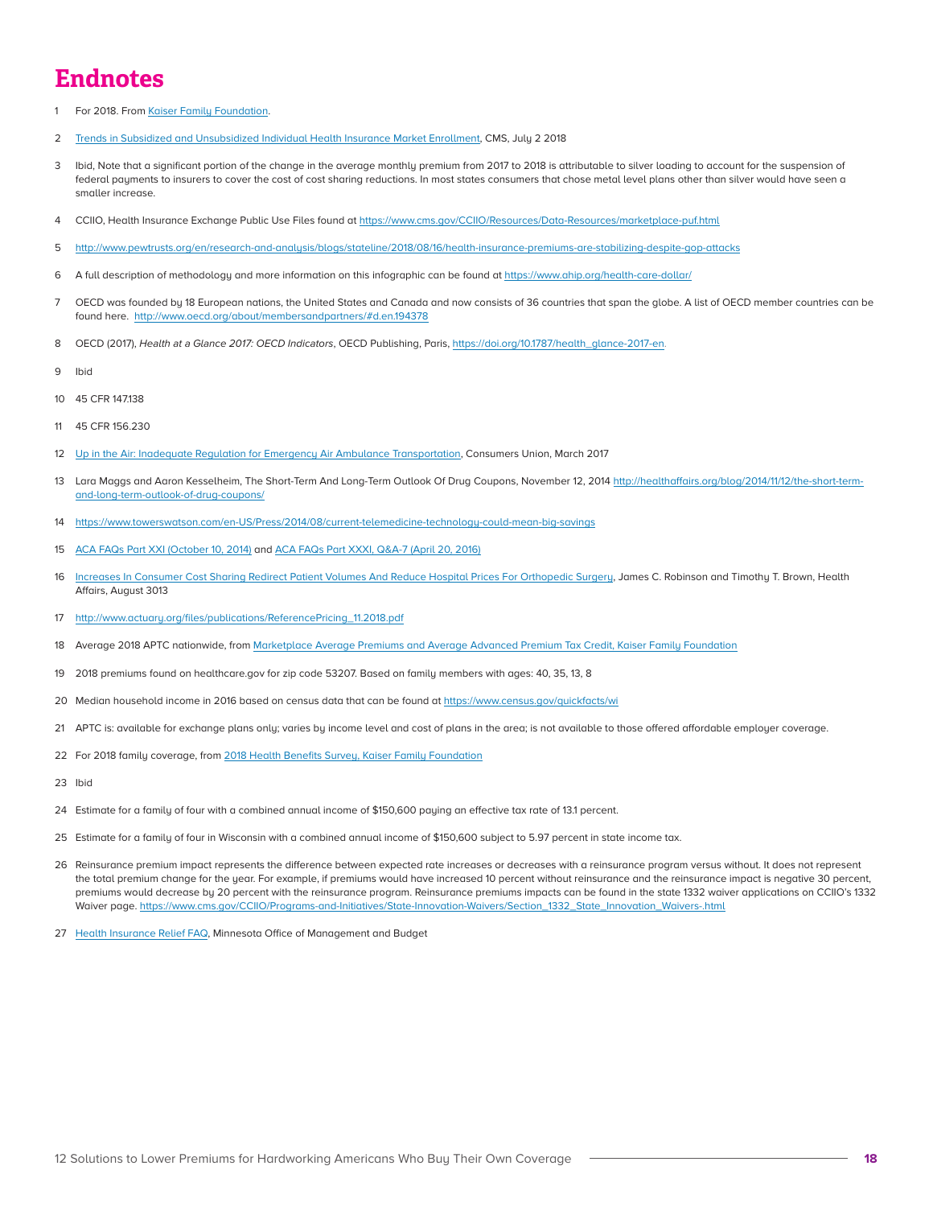# Endnotes

1. For 2018. From Kaiser Family Foundation.
2. Trends in Subsidized and Unsubsidized Individual Health Insurance Market Enrollment, CMS, July 2 2018
3. Ibid, Note that a significant portion of the change in the average monthly premium from 2017 to 2018 is attributable to silver loading to account for the suspension of federal payments to insurers to cover the cost of cost sharing reductions. In most states consumers that chose metal level plans other than silver would have seen a smaller increase.
4. CCIIO, Health Insurance Exchange Public Use Files found at https://www.cms.gov/CCIIO/Resources/Data-Resources/marketplace-puf.html
5. http://www.pewtrusts.org/en/research-and-analysis/blogs/stateline/2018/08/16/health-insurance-premiums-are-stabilizing-despite-gop-attacks
6. A full description of methodology and more information on this infographic can be found at https://www.ahip.org/health-care-dollar/
7. OECD was founded by 18 European nations, the United States and Canada and now consists of 36 countries that span the globe. A list of OECD member countries can be found here. http://www.oecd.org/about/membersandpartners/#d.en.194378
8. OECD (2017), *Health at a Glance 2017: OECD Indicators*, OECD Publishing, Paris, https://doi.org/10.1787/health_glance-2017-en.
9. Ibid
10. 45 CFR 147.138
11. 45 CFR 156.230
12. Up in the Air: Inadequate Regulation for Emergency Air Ambulance Transportation, Consumers Union, March 2017
13. Lara Maggs and Aaron Kesselheim, The Short-Term And Long-Term Outlook Of Drug Coupons, November 12, 2014 http://healthaffairs.org/blog/2014/11/12/the-short-term-and-long-term-outlook-of-drug-coupons/
14. https://www.towerswatson.com/en-US/Press/2014/08/current-telemedicine-technology-could-mean-big-savings
15. ACA FAQs Part XXI (October 10, 2014) and ACA FAQs Part XXXI, Q&A-7 (April 20, 2016)
16. Increases In Consumer Cost Sharing Redirect Patient Volumes And Reduce Hospital Prices For Orthopedic Surgery, James C. Robinson and Timothy T. Brown, Health Affairs, August 3013
17. http://www.actuary.org/files/publications/ReferencePricing_11.2018.pdf
18. Average 2018 APTC nationwide, from Marketplace Average Premiums and Average Advanced Premium Tax Credit, Kaiser Family Foundation
19. 2018 premiums found on healthcare.gov for zip code 53207. Based on family members with ages: 40, 35, 13, 8
20. Median household income in 2016 based on census data that can be found at https://www.census.gov/quickfacts/wi
21. APTC is: available for exchange plans only; varies by income level and cost of plans in the area; is not available to those offered affordable employer coverage.
22. For 2018 family coverage, from 2018 Health Benefits Survey, Kaiser Family Foundation
23. Ibid
24. Estimate for a family of four with a combined annual income of $150,600 paying an effective tax rate of 13.1 percent.
25. Estimate for a family of four in Wisconsin with a combined annual income of $150,600 subject to 5.97 percent in state income tax.
26. Reinsurance premium impact represents the difference between expected rate increases or decreases with a reinsurance program versus without. It does not represent the total premium change for the year. For example, if premiums would have increased 10 percent without reinsurance and the reinsurance impact is negative 30 percent, premiums would decrease by 20 percent with the reinsurance program. Reinsurance premiums impacts can be found in the state 1332 waiver applications on CCIIO's 1332 Waiver page. https://www.cms.gov/CCIIO/Programs-and-Initiatives/State-Innovation-Waivers/Section_1332_State_Innovation_Waivers-.html
27. Health Insurance Relief FAQ, Minnesota Office of Management and Budget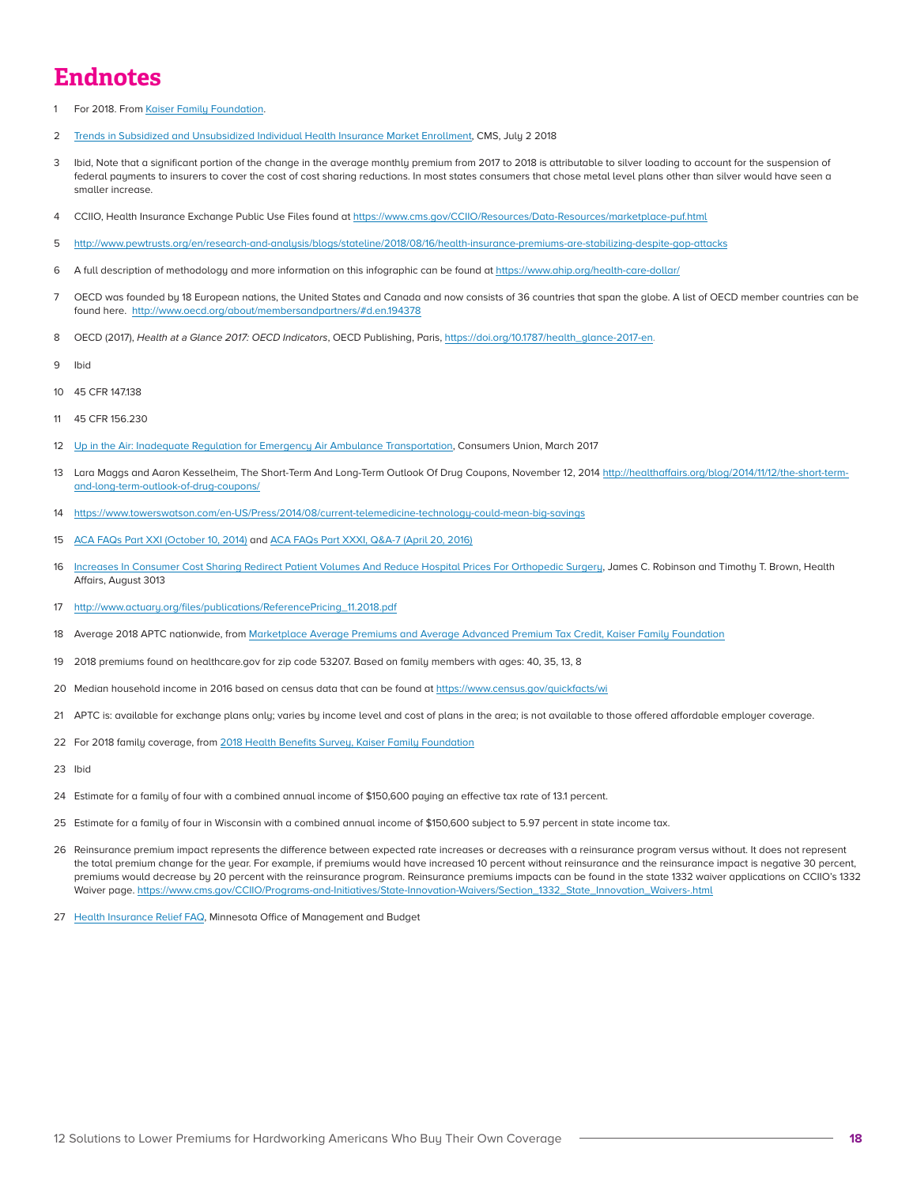# Endnotes

1. For 2018. From Kaiser Family Foundation.
2. Trends in Subsidized and Unsubsidized Individual Health Insurance Market Enrollment, CMS, July 2 2018
3. Ibid, Note that a significant portion of the change in the average monthly premium from 2017 to 2018 is attributable to silver loading to account for the suspension of federal payments to insurers to cover the cost of cost sharing reductions. In most states consumers that chose metal level plans other than silver would have seen a smaller increase.
4. CCIIO, Health Insurance Exchange Public Use Files found at https://www.cms.gov/CCIIO/Resources/Data-Resources/marketplace-puf.html
5. http://www.pewtrusts.org/en/research-and-analysis/blogs/stateline/2018/08/16/health-insurance-premiums-are-stabilizing-despite-gop-attacks
6. A full description of methodology and more information on this infographic can be found at https://www.ahip.org/health-care-dollar/
7. OECD was founded by 18 European nations, the United States and Canada and now consists of 36 countries that span the globe. A list of OECD member countries can be found here. http://www.oecd.org/about/membersandpartners/#d.en.194378
8. OECD (2017), *Health at a Glance 2017: OECD Indicators*, OECD Publishing, Paris, https://doi.org/10.1787/health_glance-2017-en.
9. Ibid
10. 45 CFR 147.138
11. 45 CFR 156.230
12. Up in the Air: Inadequate Regulation for Emergency Air Ambulance Transportation, Consumers Union, March 2017
13. Lara Maggs and Aaron Kesselheim, The Short-Term And Long-Term Outlook Of Drug Coupons, November 12, 2014 http://healthaffairs.org/blog/2014/11/12/the-short-term-and-long-term-outlook-of-drug-coupons/
14. https://www.towerswatson.com/en-US/Press/2014/08/current-telemedicine-technology-could-mean-big-savings
15. ACA FAQs Part XXI (October 10, 2014) and ACA FAQs Part XXXI, Q&A-7 (April 20, 2016)
16. Increases In Consumer Cost Sharing Redirect Patient Volumes And Reduce Hospital Prices For Orthopedic Surgery, James C. Robinson and Timothy T. Brown, Health Affairs, August 3013
17. http://www.actuary.org/files/publications/ReferencePricing_11.2018.pdf
18. Average 2018 APTC nationwide, from Marketplace Average Premiums and Average Advanced Premium Tax Credit, Kaiser Family Foundation
19. 2018 premiums found on healthcare.gov for zip code 53207. Based on family members with ages: 40, 35, 13, 8
20. Median household income in 2016 based on census data that can be found at https://www.census.gov/quickfacts/wi
21. APTC is: available for exchange plans only; varies by income level and cost of plans in the area; is not available to those offered affordable employer coverage.
22. For 2018 family coverage, from 2018 Health Benefits Survey, Kaiser Family Foundation
23. Ibid
24. Estimate for a family of four with a combined annual income of $150,600 paying an effective tax rate of 13.1 percent.
25. Estimate for a family of four in Wisconsin with a combined annual income of $150,600 subject to 5.97 percent in state income tax.
26. Reinsurance premium impact represents the difference between expected rate increases or decreases with a reinsurance program versus without. It does not represent the total premium change for the year. For example, if premiums would have increased 10 percent without reinsurance and the reinsurance impact is negative 30 percent, premiums would decrease by 20 percent with the reinsurance program. Reinsurance premiums impacts can be found in the state 1332 waiver applications on CCIIO's 1332 Waiver page. https://www.cms.gov/CCIIO/Programs-and-Initiatives/State-Innovation-Waivers/Section_1332_State_Innovation_Waivers-.html
27. Health Insurance Relief FAQ, Minnesota Office of Management and Budget